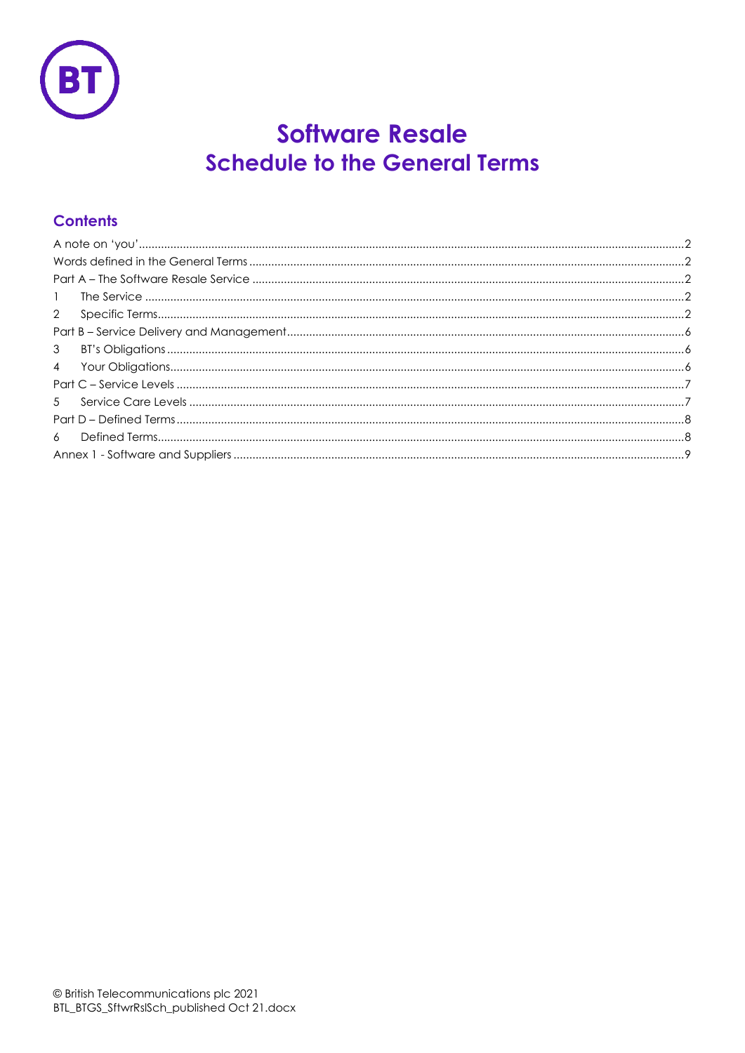# Software Resale
## Schedule to the General Terms

### Contents

A note on 'you' .......... 2
Words defined in the General Terms .......... 2
Part A – The Software Resale Service .......... 2
1 The Service .......... 2
2 Specific Terms .......... 2
Part B – Service Delivery and Management .......... 6
3 BT's Obligations .......... 6
4 Your Obligations .......... 6
Part C – Service Levels .......... 7
5 Service Care Levels .......... 7
Part D – Defined Terms .......... 8
6 Defined Terms .......... 8
Annex 1 - Software and Suppliers .......... 9

© British Telecommunications plc 2021
BTL_BTGS_SftwrRslSch_published Oct 21.docx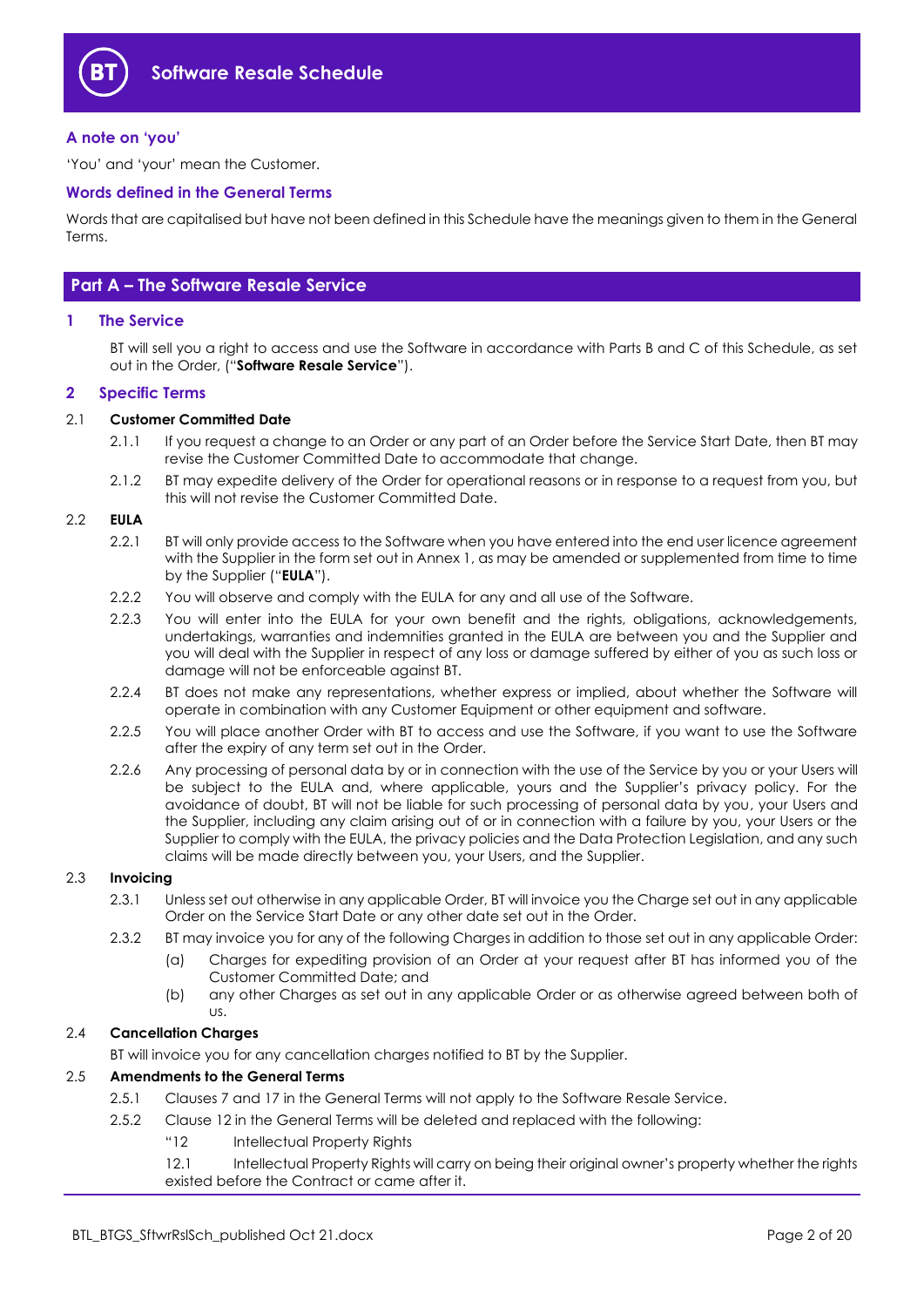# Software Resale Schedule

### A note on 'you'

'You' and 'your' mean the Customer.

### Words defined in the General Terms

Words that are capitalised but have not been defined in this Schedule have the meanings given to them in the General Terms.

## Part A – The Software Resale Service

### 1 The Service

BT will sell you a right to access and use the Software in accordance with Parts B and C of this Schedule, as set out in the Order, ("**Software Resale Service**").

### 2 Specific Terms

2.1 **Customer Committed Date**

2.1.1 If you request a change to an Order or any part of an Order before the Service Start Date, then BT may revise the Customer Committed Date to accommodate that change.

2.1.2 BT may expedite delivery of the Order for operational reasons or in response to a request from you, but this will not revise the Customer Committed Date.

2.2 **EULA**

2.2.1 BT will only provide access to the Software when you have entered into the end user licence agreement with the Supplier in the form set out in Annex 1, as may be amended or supplemented from time to time by the Supplier ("**EULA**").

2.2.2 You will observe and comply with the EULA for any and all use of the Software.

2.2.3 You will enter into the EULA for your own benefit and the rights, obligations, acknowledgements, undertakings, warranties and indemnities granted in the EULA are between you and the Supplier and you will deal with the Supplier in respect of any loss or damage suffered by either of you as such loss or damage will not be enforceable against BT.

2.2.4 BT does not make any representations, whether express or implied, about whether the Software will operate in combination with any Customer Equipment or other equipment and software.

2.2.5 You will place another Order with BT to access and use the Software, if you want to use the Software after the expiry of any term set out in the Order.

2.2.6 Any processing of personal data by or in connection with the use of the Service by you or your Users will be subject to the EULA and, where applicable, yours and the Supplier's privacy policy. For the avoidance of doubt, BT will not be liable for such processing of personal data by you, your Users and the Supplier, including any claim arising out of or in connection with a failure by you, your Users or the Supplier to comply with the EULA, the privacy policies and the Data Protection Legislation, and any such claims will be made directly between you, your Users, and the Supplier.

2.3 **Invoicing**

2.3.1 Unless set out otherwise in any applicable Order, BT will invoice you the Charge set out in any applicable Order on the Service Start Date or any other date set out in the Order.

2.3.2 BT may invoice you for any of the following Charges in addition to those set out in any applicable Order:

(a) Charges for expediting provision of an Order at your request after BT has informed you of the Customer Committed Date; and

(b) any other Charges as set out in any applicable Order or as otherwise agreed between both of us.

2.4 **Cancellation Charges**

BT will invoice you for any cancellation charges notified to BT by the Supplier.

2.5 **Amendments to the General Terms**

2.5.1 Clauses 7 and 17 in the General Terms will not apply to the Software Resale Service.

2.5.2 Clause 12 in the General Terms will be deleted and replaced with the following:

"12 Intellectual Property Rights

12.1 Intellectual Property Rights will carry on being their original owner's property whether the rights existed before the Contract or came after it.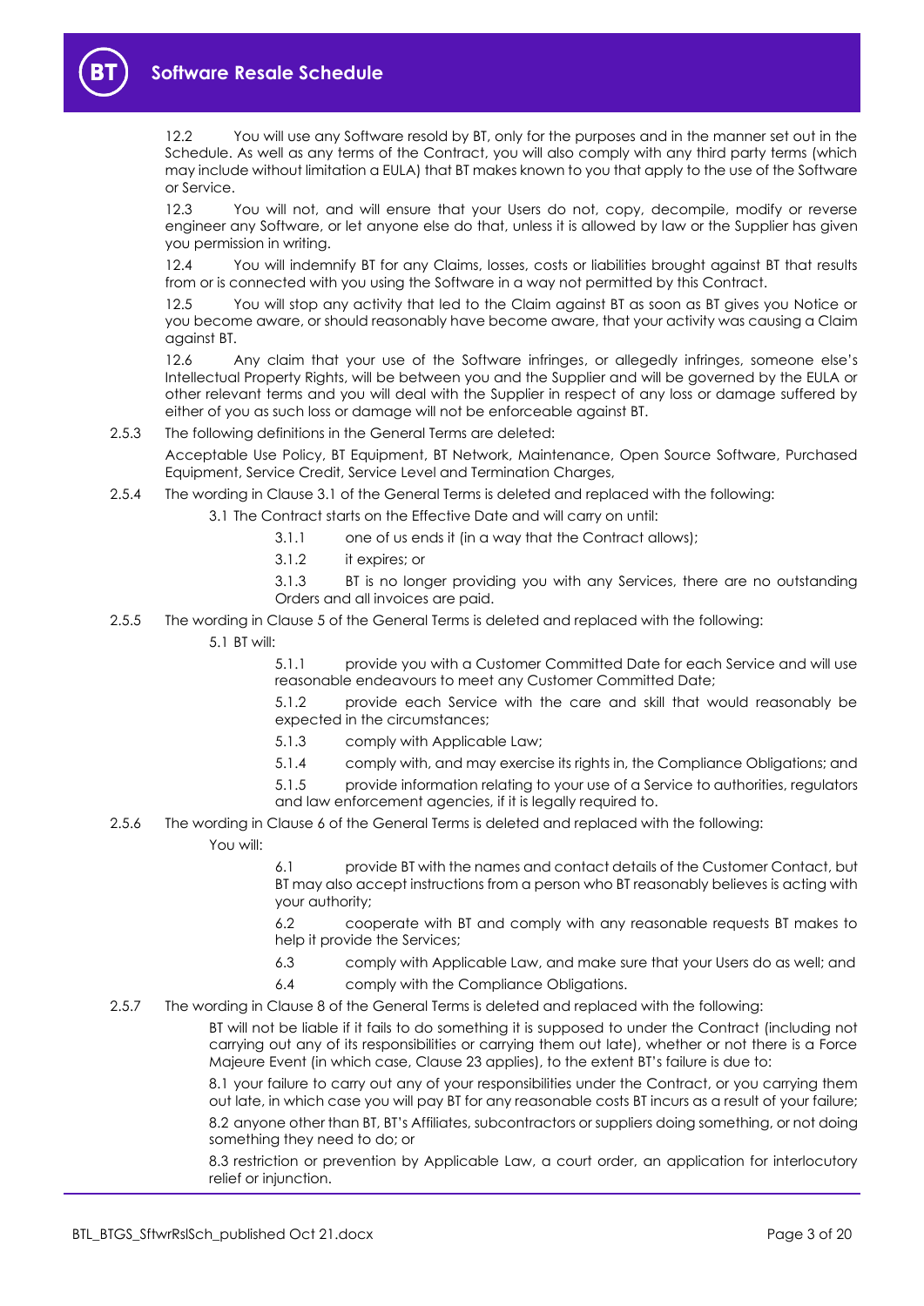12.2 You will use any Software resold by BT, only for the purposes and in the manner set out in the Schedule. As well as any terms of the Contract, you will also comply with any third party terms (which may include without limitation a EULA) that BT makes known to you that apply to the use of the Software or Service.

12.3 You will not, and will ensure that your Users do not, copy, decompile, modify or reverse engineer any Software, or let anyone else do that, unless it is allowed by law or the Supplier has given you permission in writing.

12.4 You will indemnify BT for any Claims, losses, costs or liabilities brought against BT that results from or is connected with you using the Software in a way not permitted by this Contract.

12.5 You will stop any activity that led to the Claim against BT as soon as BT gives you Notice or you become aware, or should reasonably have become aware, that your activity was causing a Claim against BT.

12.6 Any claim that your use of the Software infringes, or allegedly infringes, someone else's Intellectual Property Rights, will be between you and the Supplier and will be governed by the EULA or other relevant terms and you will deal with the Supplier in respect of any loss or damage suffered by either of you as such loss or damage will not be enforceable against BT.

2.5.3 The following definitions in the General Terms are deleted:

Acceptable Use Policy, BT Equipment, BT Network, Maintenance, Open Source Software, Purchased Equipment, Service Credit, Service Level and Termination Charges,

2.5.4 The wording in Clause 3.1 of the General Terms is deleted and replaced with the following:

3.1 The Contract starts on the Effective Date and will carry on until:

3.1.1 one of us ends it (in a way that the Contract allows);

3.1.2 it expires; or

3.1.3 BT is no longer providing you with any Services, there are no outstanding Orders and all invoices are paid.

2.5.5 The wording in Clause 5 of the General Terms is deleted and replaced with the following:

5.1 BT will:

5.1.1 provide you with a Customer Committed Date for each Service and will use reasonable endeavours to meet any Customer Committed Date;

5.1.2 provide each Service with the care and skill that would reasonably be expected in the circumstances;

5.1.3 comply with Applicable Law;

5.1.4 comply with, and may exercise its rights in, the Compliance Obligations; and

5.1.5 provide information relating to your use of a Service to authorities, regulators and law enforcement agencies, if it is legally required to.

2.5.6 The wording in Clause 6 of the General Terms is deleted and replaced with the following:

You will:

6.1 provide BT with the names and contact details of the Customer Contact, but BT may also accept instructions from a person who BT reasonably believes is acting with your authority;

6.2 cooperate with BT and comply with any reasonable requests BT makes to help it provide the Services;

6.3 comply with Applicable Law, and make sure that your Users do as well; and

6.4 comply with the Compliance Obligations.

2.5.7 The wording in Clause 8 of the General Terms is deleted and replaced with the following:

BT will not be liable if it fails to do something it is supposed to under the Contract (including not carrying out any of its responsibilities or carrying them out late), whether or not there is a Force Majeure Event (in which case, Clause 23 applies), to the extent BT's failure is due to:

8.1 your failure to carry out any of your responsibilities under the Contract, or you carrying them out late, in which case you will pay BT for any reasonable costs BT incurs as a result of your failure;

8.2 anyone other than BT, BT's Affiliates, subcontractors or suppliers doing something, or not doing something they need to do; or

8.3 restriction or prevention by Applicable Law, a court order, an application for interlocutory relief or injunction.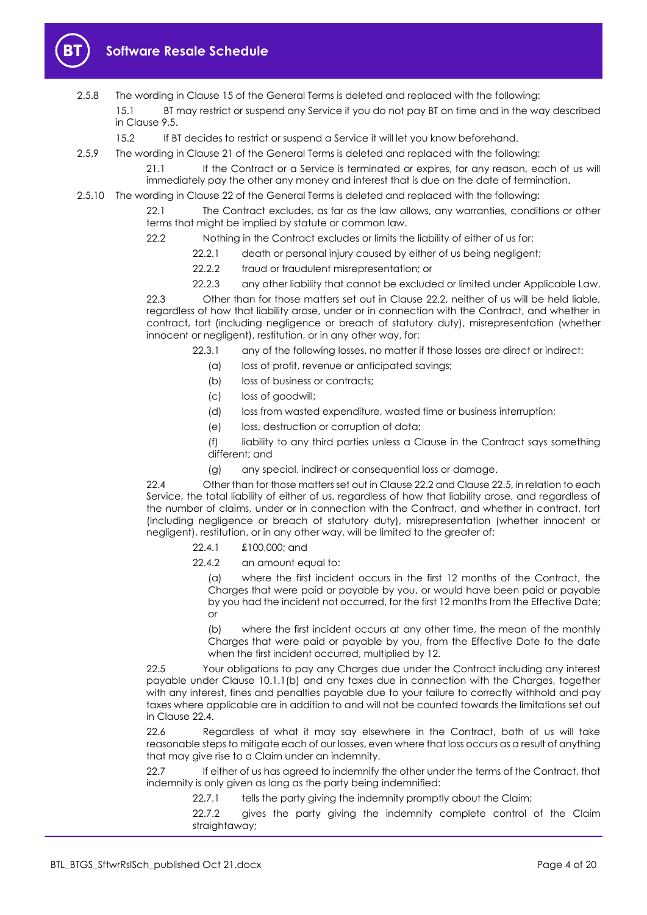2.5.8 The wording in Clause 15 of the General Terms is deleted and replaced with the following:

15.1 BT may restrict or suspend any Service if you do not pay BT on time and in the way described in Clause 9.5.

15.2 If BT decides to restrict or suspend a Service it will let you know beforehand.

2.5.9 The wording in Clause 21 of the General Terms is deleted and replaced with the following:

21.1 If the Contract or a Service is terminated or expires, for any reason, each of us will immediately pay the other any money and interest that is due on the date of termination.

2.5.10 The wording in Clause 22 of the General Terms is deleted and replaced with the following:

22.1 The Contract excludes, as far as the law allows, any warranties, conditions or other terms that might be implied by statute or common law.

22.2 Nothing in the Contract excludes or limits the liability of either of us for:

22.2.1 death or personal injury caused by either of us being negligent;

22.2.2 fraud or fraudulent misrepresentation; or

22.2.3 any other liability that cannot be excluded or limited under Applicable Law.

22.3 Other than for those matters set out in Clause 22.2, neither of us will be held liable, regardless of how that liability arose, under or in connection with the Contract, and whether in contract, tort (including negligence or breach of statutory duty), misrepresentation (whether innocent or negligent), restitution, or in any other way, for:

22.3.1 any of the following losses, no matter if those losses are direct or indirect:

(a) loss of profit, revenue or anticipated savings;

(b) loss of business or contracts;

(c) loss of goodwill;

(d) loss from wasted expenditure, wasted time or business interruption;

(e) loss, destruction or corruption of data;

(f) liability to any third parties unless a Clause in the Contract says something different; and

(g) any special, indirect or consequential loss or damage.

22.4 Other than for those matters set out in Clause 22.2 and Clause 22.5, in relation to each Service, the total liability of either of us, regardless of how that liability arose, and regardless of the number of claims, under or in connection with the Contract, and whether in contract, tort (including negligence or breach of statutory duty), misrepresentation (whether innocent or negligent), restitution, or in any other way, will be limited to the greater of:

22.4.1 £100,000; and

22.4.2 an amount equal to:

(a) where the first incident occurs in the first 12 months of the Contract, the Charges that were paid or payable by you, or would have been paid or payable by you had the incident not occurred, for the first 12 months from the Effective Date; or

(b) where the first incident occurs at any other time, the mean of the monthly Charges that were paid or payable by you, from the Effective Date to the date when the first incident occurred, multiplied by 12.

22.5 Your obligations to pay any Charges due under the Contract including any interest payable under Clause 10.1.1(b) and any taxes due in connection with the Charges, together with any interest, fines and penalties payable due to your failure to correctly withhold and pay taxes where applicable are in addition to and will not be counted towards the limitations set out in Clause 22.4.

22.6 Regardless of what it may say elsewhere in the Contract, both of us will take reasonable steps to mitigate each of our losses, even where that loss occurs as a result of anything that may give rise to a Claim under an indemnity.

22.7 If either of us has agreed to indemnify the other under the terms of the Contract, that indemnity is only given as long as the party being indemnified:

22.7.1 tells the party giving the indemnity promptly about the Claim;

22.7.2 gives the party giving the indemnity complete control of the Claim straightaway;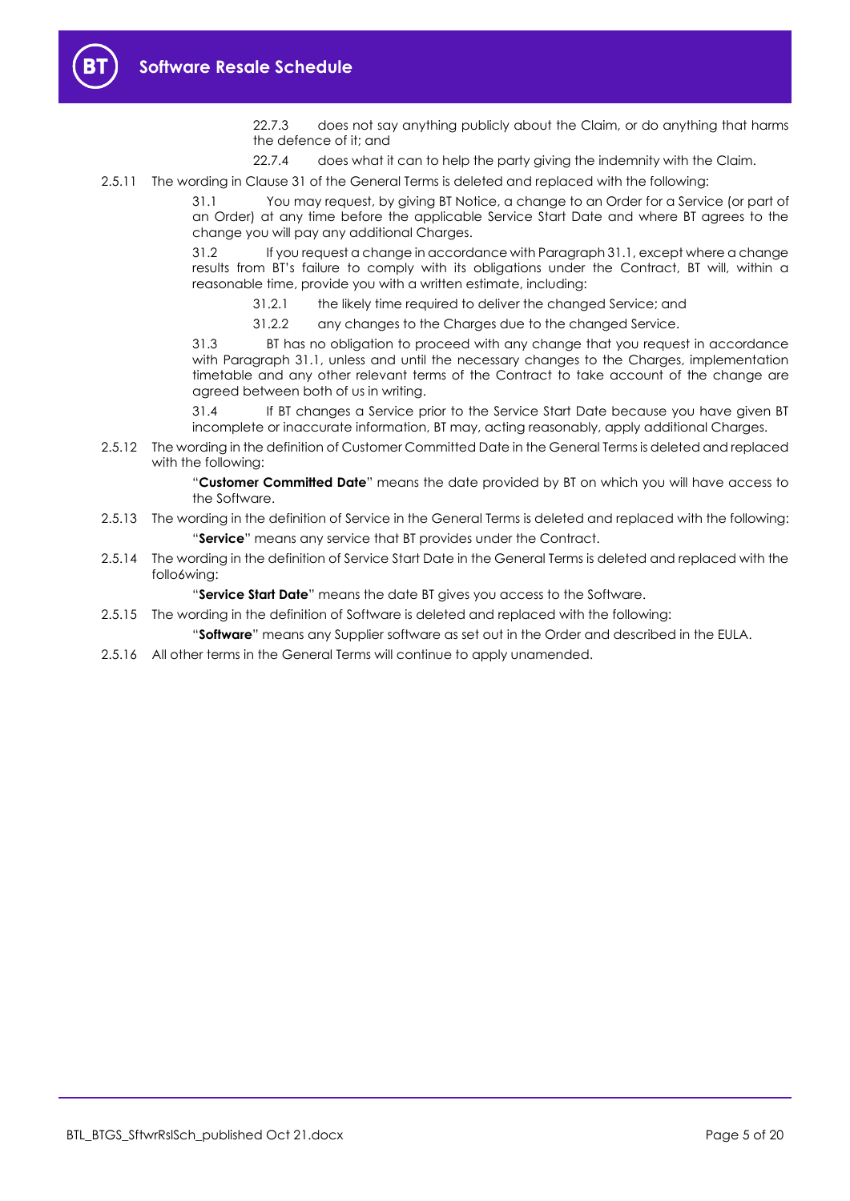22.7.3 does not say anything publicly about the Claim, or do anything that harms the defence of it; and

22.7.4 does what it can to help the party giving the indemnity with the Claim.

2.5.11 The wording in Clause 31 of the General Terms is deleted and replaced with the following:

31.1 You may request, by giving BT Notice, a change to an Order for a Service (or part of an Order) at any time before the applicable Service Start Date and where BT agrees to the change you will pay any additional Charges.

31.2 If you request a change in accordance with Paragraph 31.1, except where a change results from BT's failure to comply with its obligations under the Contract, BT will, within a reasonable time, provide you with a written estimate, including:

31.2.1 the likely time required to deliver the changed Service; and

31.2.2 any changes to the Charges due to the changed Service.

31.3 BT has no obligation to proceed with any change that you request in accordance with Paragraph 31.1, unless and until the necessary changes to the Charges, implementation timetable and any other relevant terms of the Contract to take account of the change are agreed between both of us in writing.

31.4 If BT changes a Service prior to the Service Start Date because you have given BT incomplete or inaccurate information, BT may, acting reasonably, apply additional Charges.

2.5.12 The wording in the definition of Customer Committed Date in the General Terms is deleted and replaced with the following:

"**Customer Committed Date**" means the date provided by BT on which you will have access to the Software.

2.5.13 The wording in the definition of Service in the General Terms is deleted and replaced with the following:

"**Service**" means any service that BT provides under the Contract.

2.5.14 The wording in the definition of Service Start Date in the General Terms is deleted and replaced with the follo6wing:

"**Service Start Date**" means the date BT gives you access to the Software.

2.5.15 The wording in the definition of Software is deleted and replaced with the following:

"**Software**" means any Supplier software as set out in the Order and described in the EULA.

2.5.16 All other terms in the General Terms will continue to apply unamended.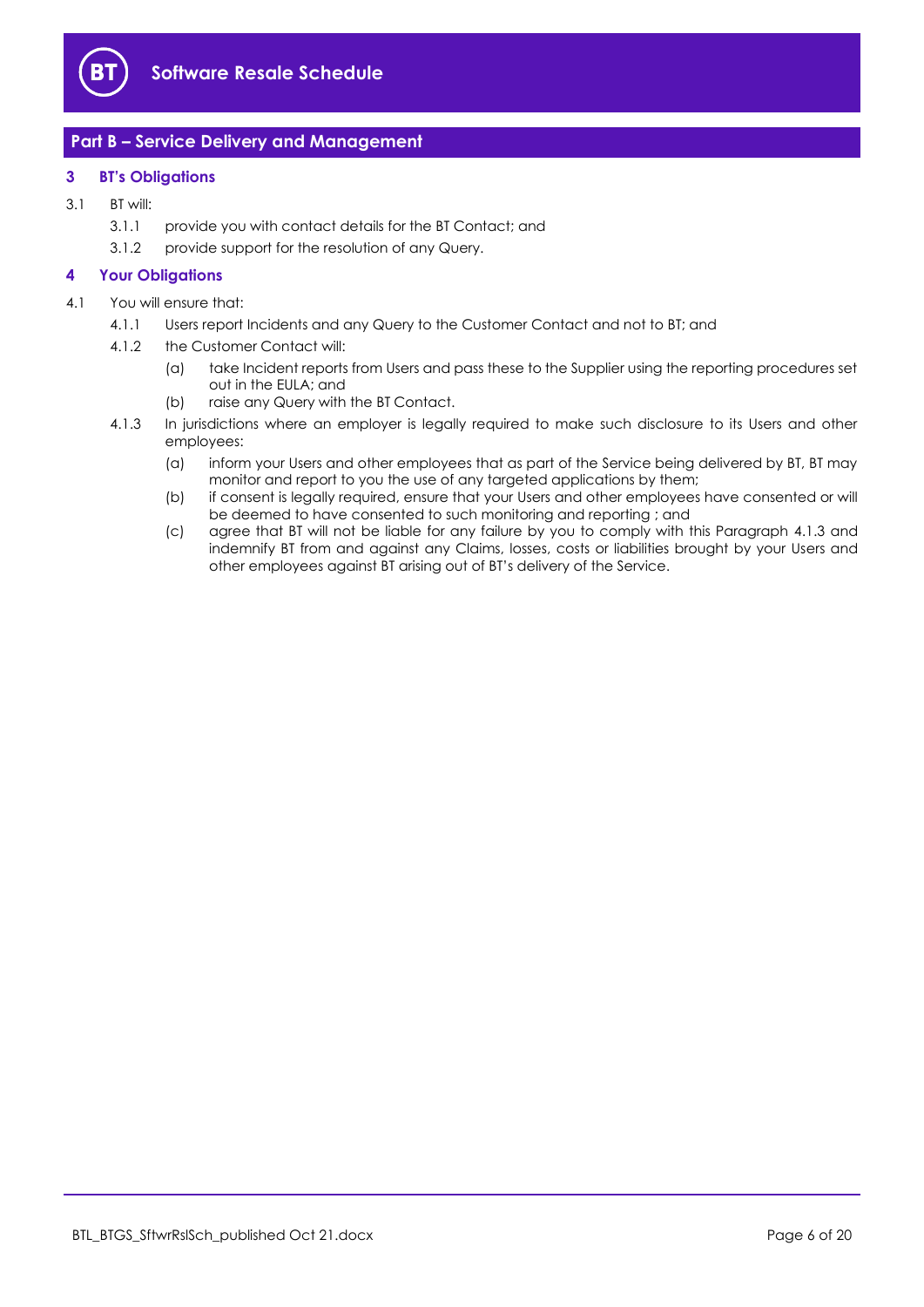## Part B – Service Delivery and Management

### 3 BT's Obligations

3.1 BT will:

3.1.1 provide you with contact details for the BT Contact; and

3.1.2 provide support for the resolution of any Query.

### 4 Your Obligations

4.1 You will ensure that:

4.1.1 Users report Incidents and any Query to the Customer Contact and not to BT; and

4.1.2 the Customer Contact will:

(a) take Incident reports from Users and pass these to the Supplier using the reporting procedures set out in the EULA; and

(b) raise any Query with the BT Contact.

4.1.3 In jurisdictions where an employer is legally required to make such disclosure to its Users and other employees:

(a) inform your Users and other employees that as part of the Service being delivered by BT, BT may monitor and report to you the use of any targeted applications by them;

(b) if consent is legally required, ensure that your Users and other employees have consented or will be deemed to have consented to such monitoring and reporting ; and

(c) agree that BT will not be liable for any failure by you to comply with this Paragraph 4.1.3 and indemnify BT from and against any Claims, losses, costs or liabilities brought by your Users and other employees against BT arising out of BT's delivery of the Service.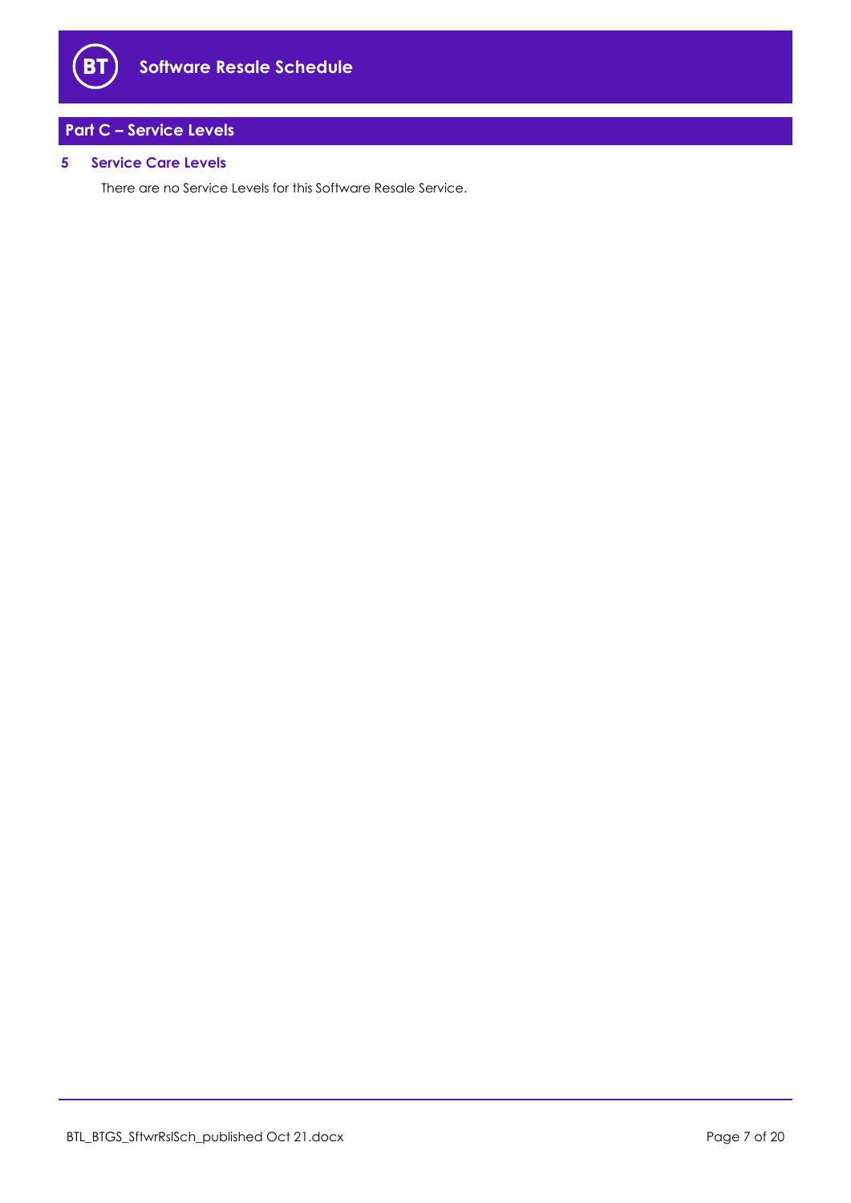## Part C – Service Levels

### 5 Service Care Levels

There are no Service Levels for this Software Resale Service.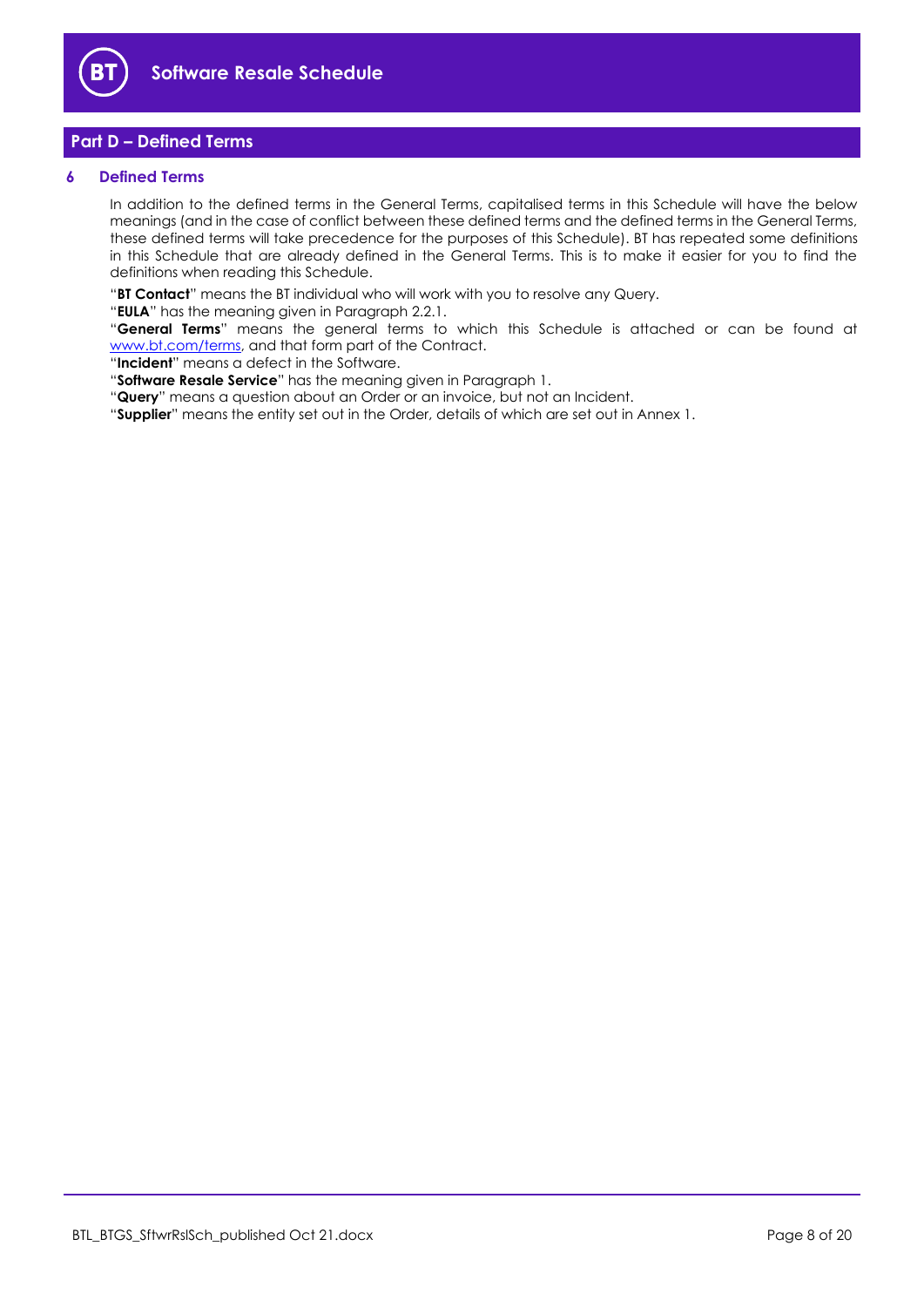## Part D – Defined Terms

### 6 Defined Terms

In addition to the defined terms in the General Terms, capitalised terms in this Schedule will have the below meanings (and in the case of conflict between these defined terms and the defined terms in the General Terms, these defined terms will take precedence for the purposes of this Schedule). BT has repeated some definitions in this Schedule that are already defined in the General Terms. This is to make it easier for you to find the definitions when reading this Schedule.

"**BT Contact**" means the BT individual who will work with you to resolve any Query.

"**EULA**" has the meaning given in Paragraph 2.2.1.

"**General Terms**" means the general terms to which this Schedule is attached or can be found at www.bt.com/terms, and that form part of the Contract.

"**Incident**" means a defect in the Software.

"**Software Resale Service**" has the meaning given in Paragraph 1.

"**Query**" means a question about an Order or an invoice, but not an Incident.

"**Supplier**" means the entity set out in the Order, details of which are set out in Annex 1.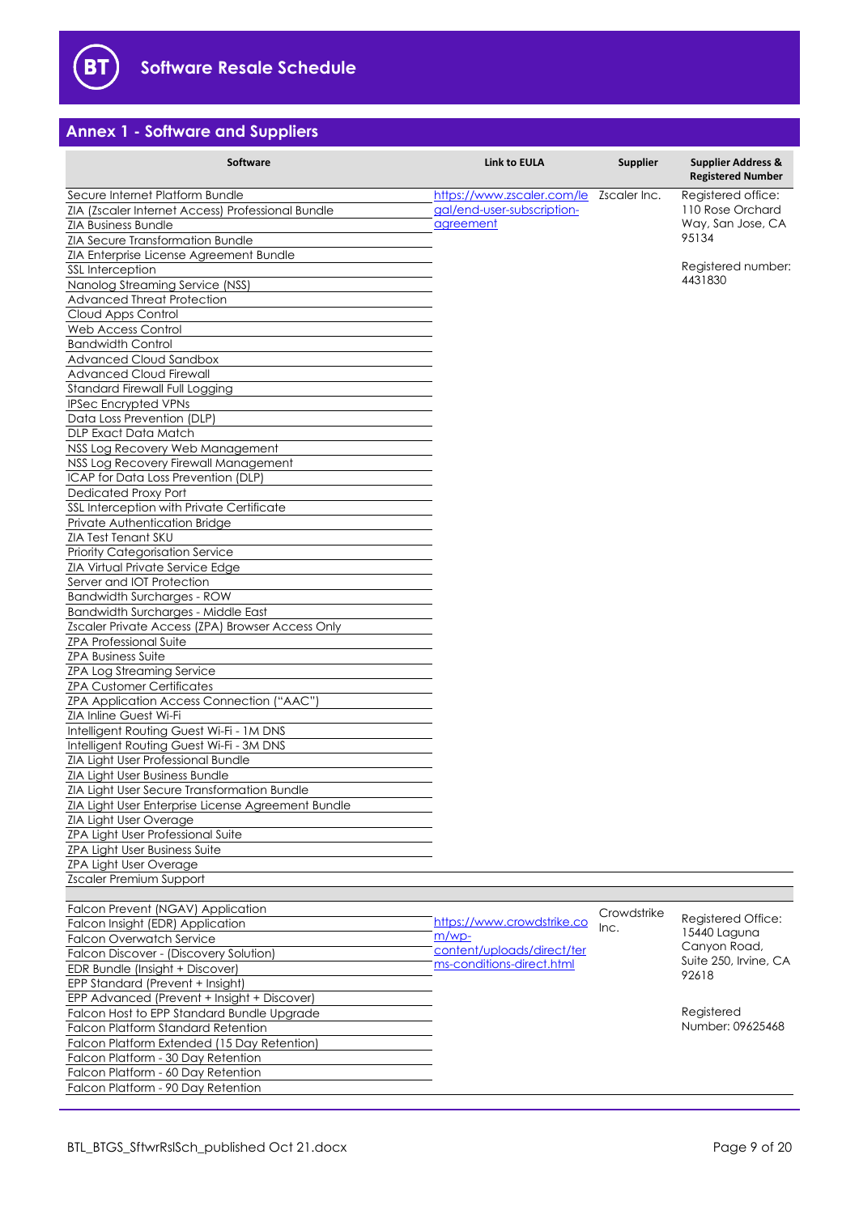## Annex 1 - Software and Suppliers

| Software | Link to EULA | Supplier | Supplier Address & Registered Number |
|---|---|---|---|
| Secure Internet Platform Bundle | https://www.zscaler.com/legal/end-user-subscription-agreement | Zscaler Inc. | Registered office: 110 Rose Orchard Way, San Jose, CA 95134<br><br>Registered number: 4431830 |
| ZIA (Zscaler Internet Access) Professional Bundle | | | |
| ZIA Business Bundle | | | |
| ZIA Secure Transformation Bundle | | | |
| ZIA Enterprise License Agreement Bundle | | | |
| SSL Interception | | | |
| Nanolog Streaming Service (NSS) | | | |
| Advanced Threat Protection | | | |
| Cloud Apps Control | | | |
| Web Access Control | | | |
| Bandwidth Control | | | |
| Advanced Cloud Sandbox | | | |
| Advanced Cloud Firewall | | | |
| Standard Firewall Full Logging | | | |
| IPSec Encrypted VPNs | | | |
| Data Loss Prevention (DLP) | | | |
| DLP Exact Data Match | | | |
| NSS Log Recovery Web Management | | | |
| NSS Log Recovery Firewall Management | | | |
| ICAP for Data Loss Prevention (DLP) | | | |
| Dedicated Proxy Port | | | |
| SSL Interception with Private Certificate | | | |
| Private Authentication Bridge | | | |
| ZIA Test Tenant SKU | | | |
| Priority Categorisation Service | | | |
| ZIA Virtual Private Service Edge | | | |
| Server and IOT Protection | | | |
| Bandwidth Surcharges - ROW | | | |
| Bandwidth Surcharges - Middle East | | | |
| Zscaler Private Access (ZPA) Browser Access Only | | | |
| ZPA Professional Suite | | | |
| ZPA Business Suite | | | |
| ZPA Log Streaming Service | | | |
| ZPA Customer Certificates | | | |
| ZPA Application Access Connection ("AAC") | | | |
| ZIA Inline Guest Wi-Fi | | | |
| Intelligent Routing Guest Wi-Fi - 1M DNS | | | |
| Intelligent Routing Guest Wi-Fi - 3M DNS | | | |
| ZIA Light User Professional Bundle | | | |
| ZIA Light User Business Bundle | | | |
| ZIA Light User Secure Transformation Bundle | | | |
| ZIA Light User Enterprise License Agreement Bundle | | | |
| ZIA Light User Overage | | | |
| ZPA Light User Professional Suite | | | |
| ZPA Light User Business Suite | | | |
| ZPA Light User Overage | | | |
| Zscaler Premium Support | | | |
| | | | |
| Falcon Prevent (NGAV) Application | https://www.crowdstrike.com/wp-content/uploads/direct/terms-conditions-direct.html | Crowdstrike Inc. | Registered Office: 15440 Laguna Canyon Road, Suite 250, Irvine, CA 92618<br><br>Registered Number: 09625468 |
| Falcon Insight (EDR) Application | | | |
| Falcon Overwatch Service | | | |
| Falcon Discover - (Discovery Solution) | | | |
| EDR Bundle (Insight + Discover) | | | |
| EPP Standard (Prevent + Insight) | | | |
| EPP Advanced (Prevent + Insight + Discover) | | | |
| Falcon Host to EPP Standard Bundle Upgrade | | | |
| Falcon Platform Standard Retention | | | |
| Falcon Platform Extended (15 Day Retention) | | | |
| Falcon Platform - 30 Day Retention | | | |
| Falcon Platform - 60 Day Retention | | | |
| Falcon Platform - 90 Day Retention | | | |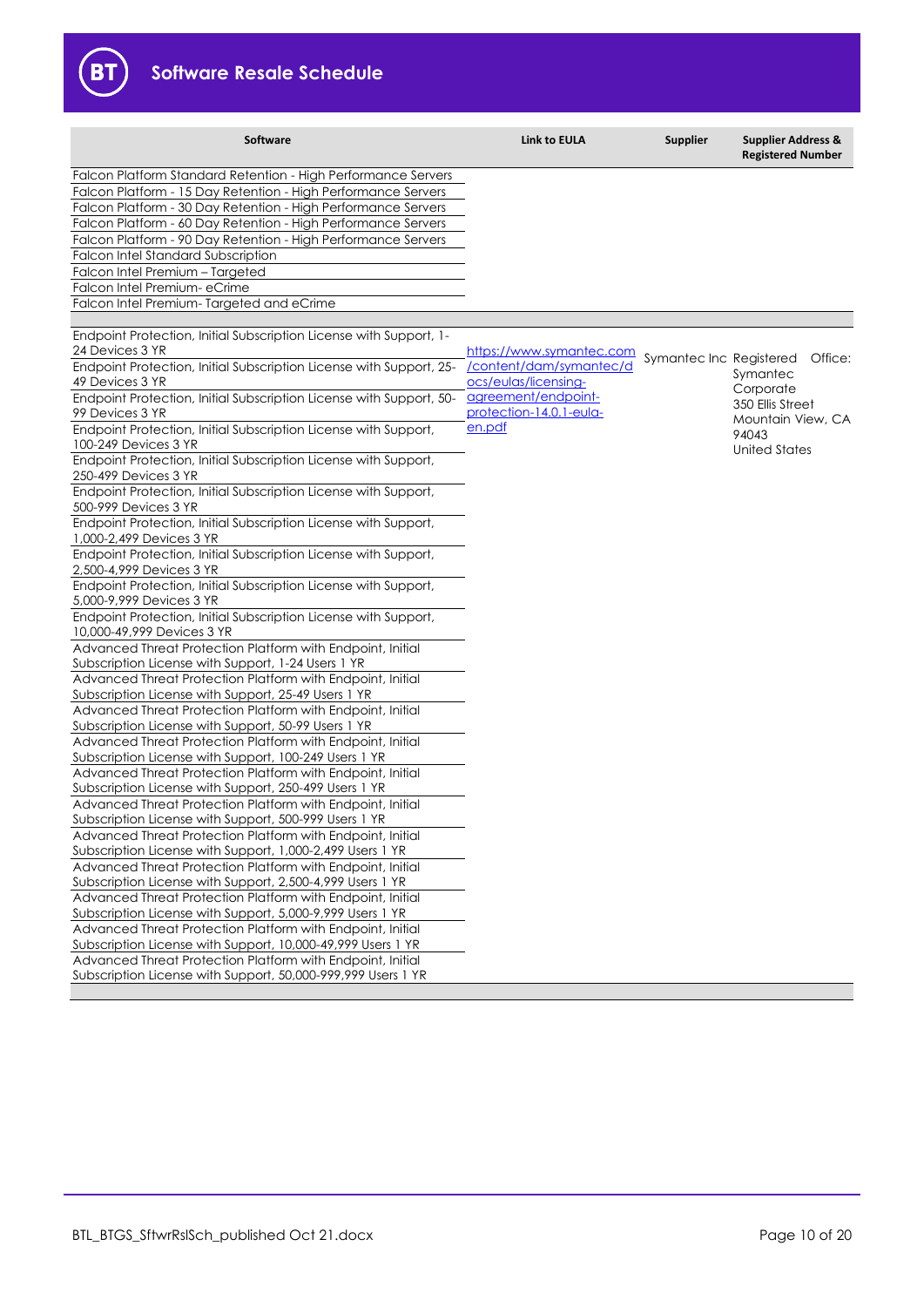| Software | Link to EULA | Supplier | Supplier Address & Registered Number |
|---|---|---|---|
| Falcon Platform Standard Retention - High Performance Servers | | | |
| Falcon Platform - 15 Day Retention - High Performance Servers | | | |
| Falcon Platform - 30 Day Retention - High Performance Servers | | | |
| Falcon Platform - 60 Day Retention - High Performance Servers | | | |
| Falcon Platform - 90 Day Retention - High Performance Servers | | | |
| Falcon Intel Standard Subscription | | | |
| Falcon Intel Premium – Targeted | | | |
| Falcon Intel Premium- eCrime | | | |
| Falcon Intel Premium- Targeted and eCrime | | | |
| | | | |
| Endpoint Protection, Initial Subscription License with Support, 1-24 Devices 3 YR | https://www.symantec.com/content/dam/symantec/docs/eulas/licensing-agreement/endpoint-protection-14.0.1-eula-en.pdf | Symantec Inc | Registered Office: Symantec Corporate 350 Ellis Street Mountain View, CA 94043 United States |
| Endpoint Protection, Initial Subscription License with Support, 25-49 Devices 3 YR | | | |
| Endpoint Protection, Initial Subscription License with Support, 50-99 Devices 3 YR | | | |
| Endpoint Protection, Initial Subscription License with Support, 100-249 Devices 3 YR | | | |
| Endpoint Protection, Initial Subscription License with Support, 250-499 Devices 3 YR | | | |
| Endpoint Protection, Initial Subscription License with Support, 500-999 Devices 3 YR | | | |
| Endpoint Protection, Initial Subscription License with Support, 1,000-2,499 Devices 3 YR | | | |
| Endpoint Protection, Initial Subscription License with Support, 2,500-4,999 Devices 3 YR | | | |
| Endpoint Protection, Initial Subscription License with Support, 5,000-9,999 Devices 3 YR | | | |
| Endpoint Protection, Initial Subscription License with Support, 10,000-49,999 Devices 3 YR | | | |
| Advanced Threat Protection Platform with Endpoint, Initial Subscription License with Support, 1-24 Users 1 YR | | | |
| Advanced Threat Protection Platform with Endpoint, Initial Subscription License with Support, 25-49 Users 1 YR | | | |
| Advanced Threat Protection Platform with Endpoint, Initial Subscription License with Support, 50-99 Users 1 YR | | | |
| Advanced Threat Protection Platform with Endpoint, Initial Subscription License with Support, 100-249 Users 1 YR | | | |
| Advanced Threat Protection Platform with Endpoint, Initial Subscription License with Support, 250-499 Users 1 YR | | | |
| Advanced Threat Protection Platform with Endpoint, Initial Subscription License with Support, 500-999 Users 1 YR | | | |
| Advanced Threat Protection Platform with Endpoint, Initial Subscription License with Support, 1,000-2,499 Users 1 YR | | | |
| Advanced Threat Protection Platform with Endpoint, Initial Subscription License with Support, 2,500-4,999 Users 1 YR | | | |
| Advanced Threat Protection Platform with Endpoint, Initial Subscription License with Support, 5,000-9,999 Users 1 YR | | | |
| Advanced Threat Protection Platform with Endpoint, Initial Subscription License with Support, 10,000-49,999 Users 1 YR | | | |
| Advanced Threat Protection Platform with Endpoint, Initial Subscription License with Support, 50,000-999,999 Users 1 YR | | | |
| | | | |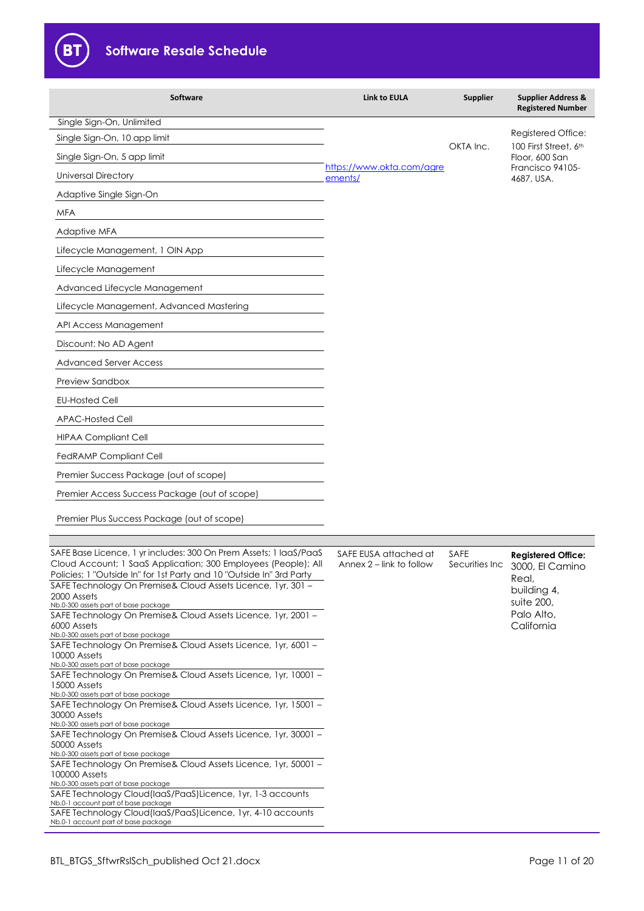# Software Resale Schedule

| Software | Link to EULA | Supplier | Supplier Address & Registered Number |
|---|---|---|---|
| Single Sign-On, Unlimited | https://www.okta.com/agreements/ | OKTA Inc. | Registered Office: 100 First Street, 6th Floor, 600 San Francisco 94105-4687, USA. |
| Single Sign-On, 10 app limit | | | |
| Single Sign-On, 5 app limit | | | |
| Universal Directory | | | |
| Adaptive Single Sign-On | | | |
| MFA | | | |
| Adaptive MFA | | | |
| Lifecycle Management, 1 OIN App | | | |
| Lifecycle Management | | | |
| Advanced Lifecycle Management | | | |
| Lifecycle Management, Advanced Mastering | | | |
| API Access Management | | | |
| Discount: No AD Agent | | | |
| Advanced Server Access | | | |
| Preview Sandbox | | | |
| EU-Hosted Cell | | | |
| APAC-Hosted Cell | | | |
| HIPAA Compliant Cell | | | |
| FedRAMP Compliant Cell | | | |
| Premier Success Package (out of scope) | | | |
| Premier Access Success Package (out of scope) | | | |
| Premier Plus Success Package (out of scope) | | | |
| | | | |
| SAFE Base Licence, 1 yr includes: 300 On Prem Assets; 1 IaaS/PaaS Cloud Account; 1 SaaS Application; 300 Employees (People); All Policies; 1 "Outside In" for 1st Party and 10 "Outside In" 3rd Party | SAFE EUSA attached at Annex 2 – link to follow | SAFE Securities Inc | **Registered Office:** 3000, El Camino Real, building 4, suite 200, Palo Alto, California |
| SAFE Technology On Premise& Cloud Assets Licence, 1yr, 301 – 2000 Assets<br>Nb.0-300 assets part of base package | | | |
| SAFE Technology On Premise& Cloud Assets Licence, 1yr, 2001 – 6000 Assets<br>Nb.0-300 assets part of base package | | | |
| SAFE Technology On Premise& Cloud Assets Licence, 1yr, 6001 – 10000 Assets<br>Nb.0-300 assets part of base package | | | |
| SAFE Technology On Premise& Cloud Assets Licence, 1yr, 10001 – 15000 Assets<br>Nb.0-300 assets part of base package | | | |
| SAFE Technology On Premise& Cloud Assets Licence, 1yr, 15001 – 30000 Assets<br>Nb.0-300 assets part of base package | | | |
| SAFE Technology On Premise& Cloud Assets Licence, 1yr, 30001 – 50000 Assets<br>Nb.0-300 assets part of base package | | | |
| SAFE Technology On Premise& Cloud Assets Licence, 1yr, 50001 – 100000 Assets<br>Nb.0-300 assets part of base package | | | |
| SAFE Technology Cloud(IaaS/PaaS)Licence, 1yr, 1-3 accounts<br>Nb.0-1 account part of base package | | | |
| SAFE Technology Cloud(IaaS/PaaS)Licence, 1yr, 4-10 accounts<br>Nb.0-1 account part of base package | | | |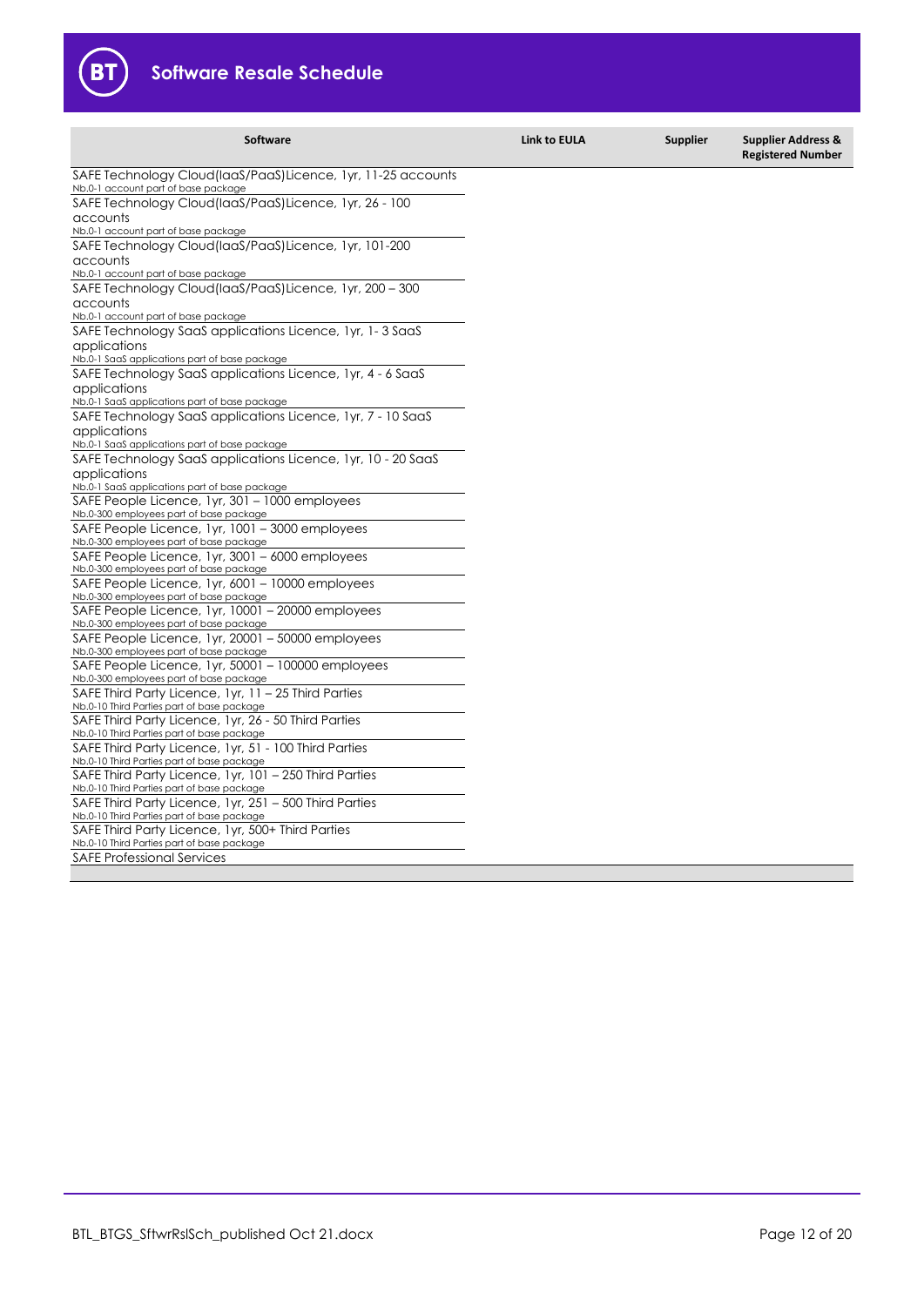| Software | Link to EULA | Supplier | Supplier Address & Registered Number |
| --- | --- | --- | --- |
| SAFE Technology Cloud(IaaS/PaaS)Licence, 1yr, 11-25 accounts<br>Nb.0-1 account part of base package | | | |
| SAFE Technology Cloud(IaaS/PaaS)Licence, 1yr, 26 - 100 accounts<br>Nb.0-1 account part of base package | | | |
| SAFE Technology Cloud(IaaS/PaaS)Licence, 1yr, 101-200 accounts<br>Nb.0-1 account part of base package | | | |
| SAFE Technology Cloud(IaaS/PaaS)Licence, 1yr, 200 – 300 accounts<br>Nb.0-1 account part of base package | | | |
| SAFE Technology SaaS applications Licence, 1yr, 1- 3 SaaS applications<br>Nb.0-1 SaaS applications part of base package | | | |
| SAFE Technology SaaS applications Licence, 1yr, 4 - 6 SaaS applications<br>Nb.0-1 SaaS applications part of base package | | | |
| SAFE Technology SaaS applications Licence, 1yr, 7 - 10 SaaS applications<br>Nb.0-1 SaaS applications part of base package | | | |
| SAFE Technology SaaS applications Licence, 1yr, 10 - 20 SaaS applications<br>Nb.0-1 SaaS applications part of base package | | | |
| SAFE People Licence, 1yr, 301 – 1000 employees<br>Nb.0-300 employees part of base package | | | |
| SAFE People Licence, 1yr, 1001 – 3000 employees<br>Nb.0-300 employees part of base package | | | |
| SAFE People Licence, 1yr, 3001 – 6000 employees<br>Nb.0-300 employees part of base package | | | |
| SAFE People Licence, 1yr, 6001 – 10000 employees<br>Nb.0-300 employees part of base package | | | |
| SAFE People Licence, 1yr, 10001 – 20000 employees<br>Nb.0-300 employees part of base package | | | |
| SAFE People Licence, 1yr, 20001 – 50000 employees<br>Nb.0-300 employees part of base package | | | |
| SAFE People Licence, 1yr, 50001 – 100000 employees<br>Nb.0-300 employees part of base package | | | |
| SAFE Third Party Licence, 1yr, 11 – 25 Third Parties<br>Nb.0-10 Third Parties part of base package | | | |
| SAFE Third Party Licence, 1yr, 26 - 50 Third Parties<br>Nb.0-10 Third Parties part of base package | | | |
| SAFE Third Party Licence, 1yr, 51 - 100 Third Parties<br>Nb.0-10 Third Parties part of base package | | | |
| SAFE Third Party Licence, 1yr, 101 – 250 Third Parties<br>Nb.0-10 Third Parties part of base package | | | |
| SAFE Third Party Licence, 1yr, 251 – 500 Third Parties<br>Nb.0-10 Third Parties part of base package | | | |
| SAFE Third Party Licence, 1yr, 500+ Third Parties<br>Nb.0-10 Third Parties part of base package | | | |
| SAFE Professional Services | | | |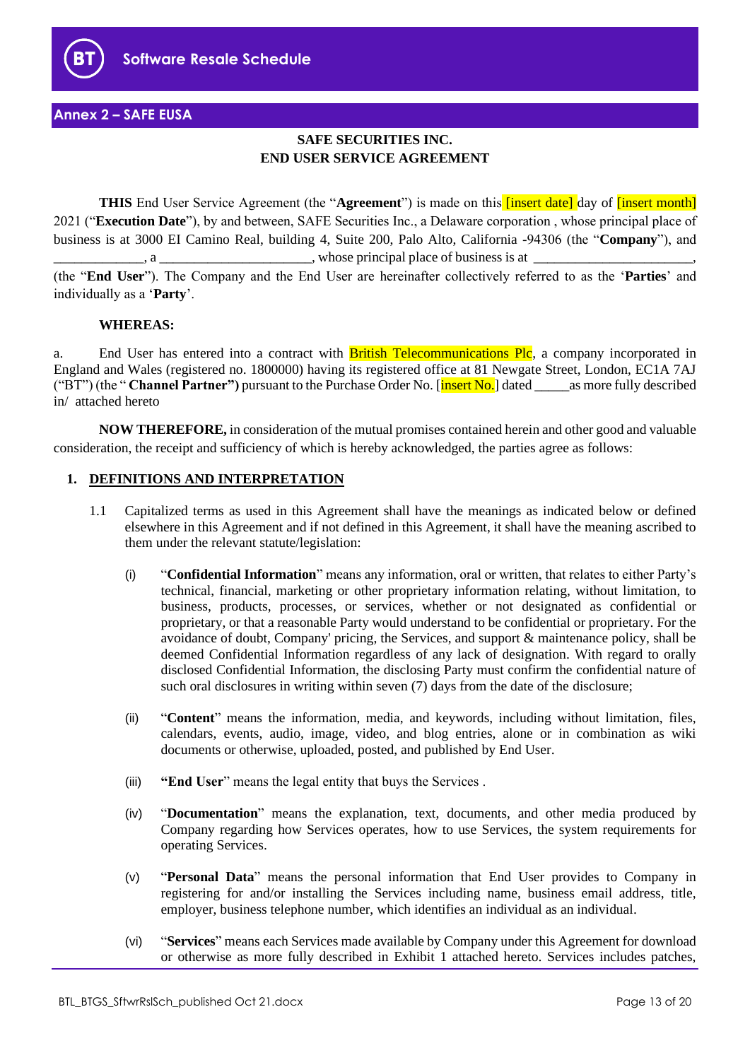## Annex 2 – SAFE EUSA

**SAFE SECURITIES INC.**
**END USER SERVICE AGREEMENT**

**THIS** End User Service Agreement (the "**Agreement**") is made on this [insert date] day of [insert month] 2021 ("**Execution Date**"), by and between, SAFE Securities Inc., a Delaware corporation , whose principal place of business is at 3000 EI Camino Real, building 4, Suite 200, Palo Alto, California -94306 (the "**Company**"), and _____________, a _____________________, whose principal place of business is at _______________________, (the "**End User**"). The Company and the End User are hereinafter collectively referred to as the '**Parties**' and individually as a '**Party**'.

**WHEREAS:**

a. End User has entered into a contract with British Telecommunications Plc, a company incorporated in England and Wales (registered no. 1800000) having its registered office at 81 Newgate Street, London, EC1A 7AJ ("BT") (the " **Channel Partner")** pursuant to the Purchase Order No. [insert No.] dated _____as more fully described in/ attached hereto

**NOW THEREFORE,** in consideration of the mutual promises contained herein and other good and valuable consideration, the receipt and sufficiency of which is hereby acknowledged, the parties agree as follows:

**1. DEFINITIONS AND INTERPRETATION**

1.1 Capitalized terms as used in this Agreement shall have the meanings as indicated below or defined elsewhere in this Agreement and if not defined in this Agreement, it shall have the meaning ascribed to them under the relevant statute/legislation:

(i) "**Confidential Information**" means any information, oral or written, that relates to either Party's technical, financial, marketing or other proprietary information relating, without limitation, to business, products, processes, or services, whether or not designated as confidential or proprietary, or that a reasonable Party would understand to be confidential or proprietary. For the avoidance of doubt, Company' pricing, the Services, and support & maintenance policy, shall be deemed Confidential Information regardless of any lack of designation. With regard to orally disclosed Confidential Information, the disclosing Party must confirm the confidential nature of such oral disclosures in writing within seven (7) days from the date of the disclosure;

(ii) "**Content**" means the information, media, and keywords, including without limitation, files, calendars, events, audio, image, video, and blog entries, alone or in combination as wiki documents or otherwise, uploaded, posted, and published by End User.

(iii) **"End User**" means the legal entity that buys the Services .

(iv) "**Documentation**" means the explanation, text, documents, and other media produced by Company regarding how Services operates, how to use Services, the system requirements for operating Services.

(v) "**Personal Data**" means the personal information that End User provides to Company in registering for and/or installing the Services including name, business email address, title, employer, business telephone number, which identifies an individual as an individual.

(vi) "**Services**" means each Services made available by Company under this Agreement for download or otherwise as more fully described in Exhibit 1 attached hereto. Services includes patches,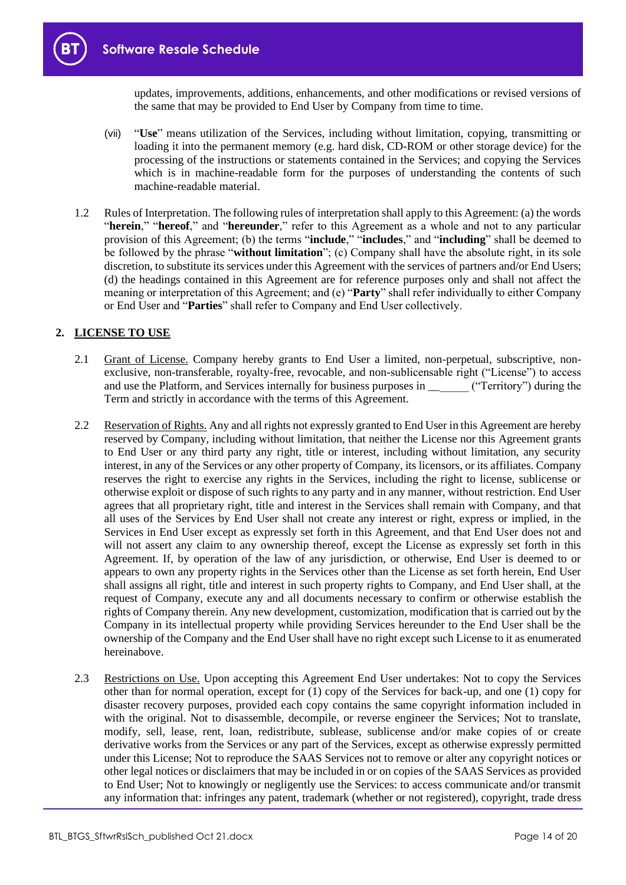updates, improvements, additions, enhancements, and other modifications or revised versions of the same that may be provided to End User by Company from time to time.

(vii) "**Use**" means utilization of the Services, including without limitation, copying, transmitting or loading it into the permanent memory (e.g. hard disk, CD-ROM or other storage device) for the processing of the instructions or statements contained in the Services; and copying the Services which is in machine-readable form for the purposes of understanding the contents of such machine-readable material.

1.2 Rules of Interpretation. The following rules of interpretation shall apply to this Agreement: (a) the words "**herein**," "**hereof**," and "**hereunder**," refer to this Agreement as a whole and not to any particular provision of this Agreement; (b) the terms "**include**," "**includes**," and "**including**" shall be deemed to be followed by the phrase "**without limitation**"; (c) Company shall have the absolute right, in its sole discretion, to substitute its services under this Agreement with the services of partners and/or End Users; (d) the headings contained in this Agreement are for reference purposes only and shall not affect the meaning or interpretation of this Agreement; and (e) "**Party**" shall refer individually to either Company or End User and "**Parties**" shall refer to Company and End User collectively.

## 2. LICENSE TO USE

2.1 Grant of License. Company hereby grants to End User a limited, non-perpetual, subscriptive, non-exclusive, non-transferable, royalty-free, revocable, and non-sublicensable right ("License") to access and use the Platform, and Services internally for business purposes in ________ ("Territory") during the Term and strictly in accordance with the terms of this Agreement.

2.2 Reservation of Rights. Any and all rights not expressly granted to End User in this Agreement are hereby reserved by Company, including without limitation, that neither the License nor this Agreement grants to End User or any third party any right, title or interest, including without limitation, any security interest, in any of the Services or any other property of Company, its licensors, or its affiliates. Company reserves the right to exercise any rights in the Services, including the right to license, sublicense or otherwise exploit or dispose of such rights to any party and in any manner, without restriction. End User agrees that all proprietary right, title and interest in the Services shall remain with Company, and that all uses of the Services by End User shall not create any interest or right, express or implied, in the Services in End User except as expressly set forth in this Agreement, and that End User does not and will not assert any claim to any ownership thereof, except the License as expressly set forth in this Agreement. If, by operation of the law of any jurisdiction, or otherwise, End User is deemed to or appears to own any property rights in the Services other than the License as set forth herein, End User shall assigns all right, title and interest in such property rights to Company, and End User shall, at the request of Company, execute any and all documents necessary to confirm or otherwise establish the rights of Company therein. Any new development, customization, modification that is carried out by the Company in its intellectual property while providing Services hereunder to the End User shall be the ownership of the Company and the End User shall have no right except such License to it as enumerated hereinabove.

2.3 Restrictions on Use. Upon accepting this Agreement End User undertakes: Not to copy the Services other than for normal operation, except for (1) copy of the Services for back-up, and one (1) copy for disaster recovery purposes, provided each copy contains the same copyright information included in with the original. Not to disassemble, decompile, or reverse engineer the Services; Not to translate, modify, sell, lease, rent, loan, redistribute, sublease, sublicense and/or make copies of or create derivative works from the Services or any part of the Services, except as otherwise expressly permitted under this License; Not to reproduce the SAAS Services not to remove or alter any copyright notices or other legal notices or disclaimers that may be included in or on copies of the SAAS Services as provided to End User; Not to knowingly or negligently use the Services: to access communicate and/or transmit any information that: infringes any patent, trademark (whether or not registered), copyright, trade dress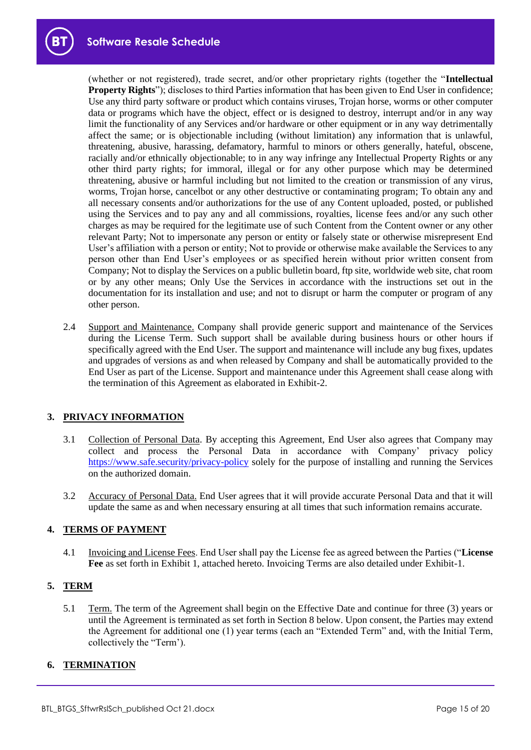(whether or not registered), trade secret, and/or other proprietary rights (together the "**Intellectual Property Rights**"); discloses to third Parties information that has been given to End User in confidence; Use any third party software or product which contains viruses, Trojan horse, worms or other computer data or programs which have the object, effect or is designed to destroy, interrupt and/or in any way limit the functionality of any Services and/or hardware or other equipment or in any way detrimentally affect the same; or is objectionable including (without limitation) any information that is unlawful, threatening, abusive, harassing, defamatory, harmful to minors or others generally, hateful, obscene, racially and/or ethnically objectionable; to in any way infringe any Intellectual Property Rights or any other third party rights; for immoral, illegal or for any other purpose which may be determined threatening, abusive or harmful including but not limited to the creation or transmission of any virus, worms, Trojan horse, cancelbot or any other destructive or contaminating program; To obtain any and all necessary consents and/or authorizations for the use of any Content uploaded, posted, or published using the Services and to pay any and all commissions, royalties, license fees and/or any such other charges as may be required for the legitimate use of such Content from the Content owner or any other relevant Party; Not to impersonate any person or entity or falsely state or otherwise misrepresent End User's affiliation with a person or entity; Not to provide or otherwise make available the Services to any person other than End User's employees or as specified herein without prior written consent from Company; Not to display the Services on a public bulletin board, ftp site, worldwide web site, chat room or by any other means; Only Use the Services in accordance with the instructions set out in the documentation for its installation and use; and not to disrupt or harm the computer or program of any other person.

2.4 Support and Maintenance. Company shall provide generic support and maintenance of the Services during the License Term. Such support shall be available during business hours or other hours if specifically agreed with the End User. The support and maintenance will include any bug fixes, updates and upgrades of versions as and when released by Company and shall be automatically provided to the End User as part of the License. Support and maintenance under this Agreement shall cease along with the termination of this Agreement as elaborated in Exhibit-2.

## 3. PRIVACY INFORMATION

3.1 Collection of Personal Data. By accepting this Agreement, End User also agrees that Company may collect and process the Personal Data in accordance with Company' privacy policy https://www.safe.security/privacy-policy solely for the purpose of installing and running the Services on the authorized domain.

3.2 Accuracy of Personal Data. End User agrees that it will provide accurate Personal Data and that it will update the same as and when necessary ensuring at all times that such information remains accurate.

## 4. TERMS OF PAYMENT

4.1 Invoicing and License Fees. End User shall pay the License fee as agreed between the Parties ("**License Fee** as set forth in Exhibit 1, attached hereto. Invoicing Terms are also detailed under Exhibit-1.

## 5. TERM

5.1 Term. The term of the Agreement shall begin on the Effective Date and continue for three (3) years or until the Agreement is terminated as set forth in Section 8 below. Upon consent, the Parties may extend the Agreement for additional one (1) year terms (each an "Extended Term" and, with the Initial Term, collectively the "Term").

## 6. TERMINATION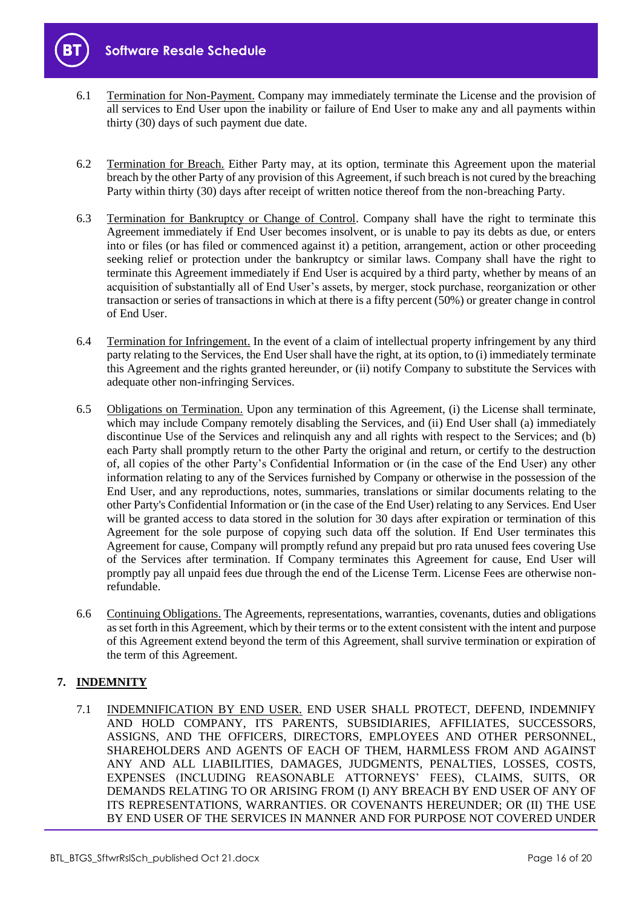6.1 Termination for Non-Payment. Company may immediately terminate the License and the provision of all services to End User upon the inability or failure of End User to make any and all payments within thirty (30) days of such payment due date.

6.2 Termination for Breach. Either Party may, at its option, terminate this Agreement upon the material breach by the other Party of any provision of this Agreement, if such breach is not cured by the breaching Party within thirty (30) days after receipt of written notice thereof from the non-breaching Party.

6.3 Termination for Bankruptcy or Change of Control. Company shall have the right to terminate this Agreement immediately if End User becomes insolvent, or is unable to pay its debts as due, or enters into or files (or has filed or commenced against it) a petition, arrangement, action or other proceeding seeking relief or protection under the bankruptcy or similar laws. Company shall have the right to terminate this Agreement immediately if End User is acquired by a third party, whether by means of an acquisition of substantially all of End User's assets, by merger, stock purchase, reorganization or other transaction or series of transactions in which at there is a fifty percent (50%) or greater change in control of End User.

6.4 Termination for Infringement. In the event of a claim of intellectual property infringement by any third party relating to the Services, the End User shall have the right, at its option, to (i) immediately terminate this Agreement and the rights granted hereunder, or (ii) notify Company to substitute the Services with adequate other non-infringing Services.

6.5 Obligations on Termination. Upon any termination of this Agreement, (i) the License shall terminate, which may include Company remotely disabling the Services, and (ii) End User shall (a) immediately discontinue Use of the Services and relinquish any and all rights with respect to the Services; and (b) each Party shall promptly return to the other Party the original and return, or certify to the destruction of, all copies of the other Party's Confidential Information or (in the case of the End User) any other information relating to any of the Services furnished by Company or otherwise in the possession of the End User, and any reproductions, notes, summaries, translations or similar documents relating to the other Party's Confidential Information or (in the case of the End User) relating to any Services. End User will be granted access to data stored in the solution for 30 days after expiration or termination of this Agreement for the sole purpose of copying such data off the solution. If End User terminates this Agreement for cause, Company will promptly refund any prepaid but pro rata unused fees covering Use of the Services after termination. If Company terminates this Agreement for cause, End User will promptly pay all unpaid fees due through the end of the License Term. License Fees are otherwise non-refundable.

6.6 Continuing Obligations. The Agreements, representations, warranties, covenants, duties and obligations as set forth in this Agreement, which by their terms or to the extent consistent with the intent and purpose of this Agreement extend beyond the term of this Agreement, shall survive termination or expiration of the term of this Agreement.

## 7. INDEMNITY

7.1 INDEMNIFICATION BY END USER. END USER SHALL PROTECT, DEFEND, INDEMNIFY AND HOLD COMPANY, ITS PARENTS, SUBSIDIARIES, AFFILIATES, SUCCESSORS, ASSIGNS, AND THE OFFICERS, DIRECTORS, EMPLOYEES AND OTHER PERSONNEL, SHAREHOLDERS AND AGENTS OF EACH OF THEM, HARMLESS FROM AND AGAINST ANY AND ALL LIABILITIES, DAMAGES, JUDGMENTS, PENALTIES, LOSSES, COSTS, EXPENSES (INCLUDING REASONABLE ATTORNEYS' FEES), CLAIMS, SUITS, OR DEMANDS RELATING TO OR ARISING FROM (I) ANY BREACH BY END USER OF ANY OF ITS REPRESENTATIONS, WARRANTIES. OR COVENANTS HEREUNDER; OR (II) THE USE BY END USER OF THE SERVICES IN MANNER AND FOR PURPOSE NOT COVERED UNDER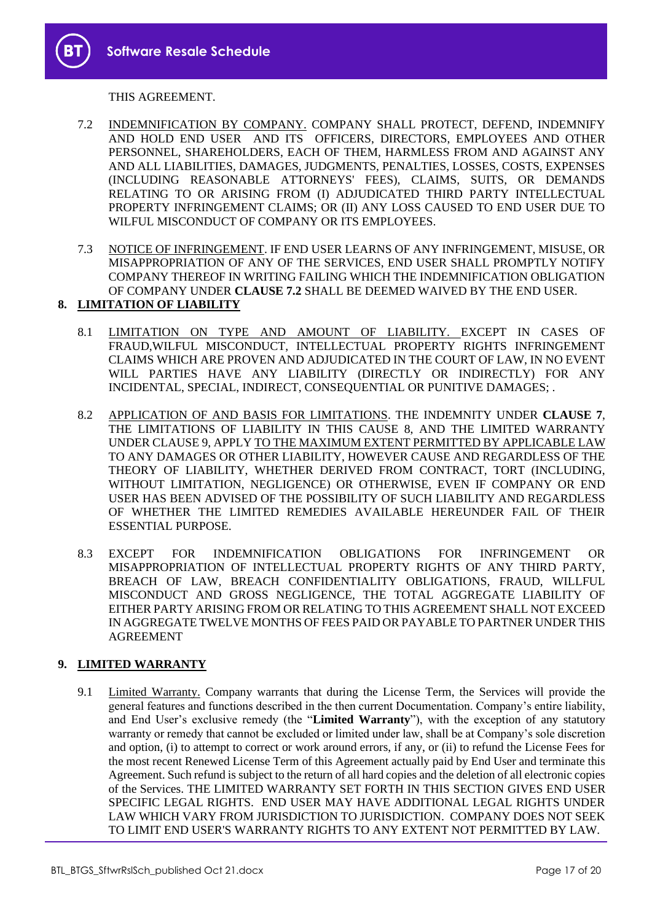THIS AGREEMENT.

7.2 INDEMNIFICATION BY COMPANY. COMPANY SHALL PROTECT, DEFEND, INDEMNIFY AND HOLD END USER AND ITS OFFICERS, DIRECTORS, EMPLOYEES AND OTHER PERSONNEL, SHAREHOLDERS, EACH OF THEM, HARMLESS FROM AND AGAINST ANY AND ALL LIABILITIES, DAMAGES, JUDGMENTS, PENALTIES, LOSSES, COSTS, EXPENSES (INCLUDING REASONABLE ATTORNEYS' FEES), CLAIMS, SUITS, OR DEMANDS RELATING TO OR ARISING FROM (I) ADJUDICATED THIRD PARTY INTELLECTUAL PROPERTY INFRINGEMENT CLAIMS; OR (II) ANY LOSS CAUSED TO END USER DUE TO WILFUL MISCONDUCT OF COMPANY OR ITS EMPLOYEES.

7.3 NOTICE OF INFRINGEMENT. IF END USER LEARNS OF ANY INFRINGEMENT, MISUSE, OR MISAPPROPRIATION OF ANY OF THE SERVICES, END USER SHALL PROMPTLY NOTIFY COMPANY THEREOF IN WRITING FAILING WHICH THE INDEMNIFICATION OBLIGATION OF COMPANY UNDER **CLAUSE 7.2** SHALL BE DEEMED WAIVED BY THE END USER.

## 8. LIMITATION OF LIABILITY

8.1 LIMITATION ON TYPE AND AMOUNT OF LIABILITY. EXCEPT IN CASES OF FRAUD,WILFUL MISCONDUCT, INTELLECTUAL PROPERTY RIGHTS INFRINGEMENT CLAIMS WHICH ARE PROVEN AND ADJUDICATED IN THE COURT OF LAW, IN NO EVENT WILL PARTIES HAVE ANY LIABILITY (DIRECTLY OR INDIRECTLY) FOR ANY INCIDENTAL, SPECIAL, INDIRECT, CONSEQUENTIAL OR PUNITIVE DAMAGES; .

8.2 APPLICATION OF AND BASIS FOR LIMITATIONS. THE INDEMNITY UNDER **CLAUSE 7**, THE LIMITATIONS OF LIABILITY IN THIS CAUSE 8, AND THE LIMITED WARRANTY UNDER CLAUSE 9, APPLY TO THE MAXIMUM EXTENT PERMITTED BY APPLICABLE LAW TO ANY DAMAGES OR OTHER LIABILITY, HOWEVER CAUSE AND REGARDLESS OF THE THEORY OF LIABILITY, WHETHER DERIVED FROM CONTRACT, TORT (INCLUDING, WITHOUT LIMITATION, NEGLIGENCE) OR OTHERWISE, EVEN IF COMPANY OR END USER HAS BEEN ADVISED OF THE POSSIBILITY OF SUCH LIABILITY AND REGARDLESS OF WHETHER THE LIMITED REMEDIES AVAILABLE HEREUNDER FAIL OF THEIR ESSENTIAL PURPOSE.

8.3 EXCEPT FOR INDEMNIFICATION OBLIGATIONS FOR INFRINGEMENT OR MISAPPROPRIATION OF INTELLECTUAL PROPERTY RIGHTS OF ANY THIRD PARTY, BREACH OF LAW, BREACH CONFIDENTIALITY OBLIGATIONS, FRAUD, WILLFUL MISCONDUCT AND GROSS NEGLIGENCE, THE TOTAL AGGREGATE LIABILITY OF EITHER PARTY ARISING FROM OR RELATING TO THIS AGREEMENT SHALL NOT EXCEED IN AGGREGATE TWELVE MONTHS OF FEES PAID OR PAYABLE TO PARTNER UNDER THIS AGREEMENT

## 9. LIMITED WARRANTY

9.1 Limited Warranty. Company warrants that during the License Term, the Services will provide the general features and functions described in the then current Documentation. Company's entire liability, and End User's exclusive remedy (the "**Limited Warranty**"), with the exception of any statutory warranty or remedy that cannot be excluded or limited under law, shall be at Company's sole discretion and option, (i) to attempt to correct or work around errors, if any, or (ii) to refund the License Fees for the most recent Renewed License Term of this Agreement actually paid by End User and terminate this Agreement. Such refund is subject to the return of all hard copies and the deletion of all electronic copies of the Services. THE LIMITED WARRANTY SET FORTH IN THIS SECTION GIVES END USER SPECIFIC LEGAL RIGHTS. END USER MAY HAVE ADDITIONAL LEGAL RIGHTS UNDER LAW WHICH VARY FROM JURISDICTION TO JURISDICTION. COMPANY DOES NOT SEEK TO LIMIT END USER'S WARRANTY RIGHTS TO ANY EXTENT NOT PERMITTED BY LAW.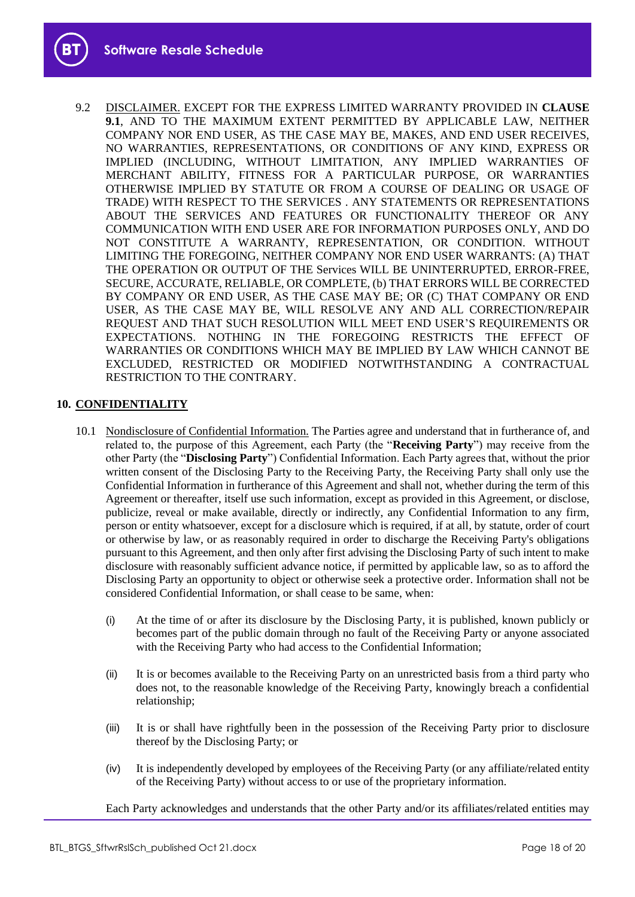9.2 DISCLAIMER. EXCEPT FOR THE EXPRESS LIMITED WARRANTY PROVIDED IN **CLAUSE 9.1**, AND TO THE MAXIMUM EXTENT PERMITTED BY APPLICABLE LAW, NEITHER COMPANY NOR END USER, AS THE CASE MAY BE, MAKES, AND END USER RECEIVES, NO WARRANTIES, REPRESENTATIONS, OR CONDITIONS OF ANY KIND, EXPRESS OR IMPLIED (INCLUDING, WITHOUT LIMITATION, ANY IMPLIED WARRANTIES OF MERCHANT ABILITY, FITNESS FOR A PARTICULAR PURPOSE, OR WARRANTIES OTHERWISE IMPLIED BY STATUTE OR FROM A COURSE OF DEALING OR USAGE OF TRADE) WITH RESPECT TO THE SERVICES . ANY STATEMENTS OR REPRESENTATIONS ABOUT THE SERVICES AND FEATURES OR FUNCTIONALITY THEREOF OR ANY COMMUNICATION WITH END USER ARE FOR INFORMATION PURPOSES ONLY, AND DO NOT CONSTITUTE A WARRANTY, REPRESENTATION, OR CONDITION. WITHOUT LIMITING THE FOREGOING, NEITHER COMPANY NOR END USER WARRANTS: (A) THAT THE OPERATION OR OUTPUT OF THE Services WILL BE UNINTERRUPTED, ERROR-FREE, SECURE, ACCURATE, RELIABLE, OR COMPLETE, (b) THAT ERRORS WILL BE CORRECTED BY COMPANY OR END USER, AS THE CASE MAY BE; OR (C) THAT COMPANY OR END USER, AS THE CASE MAY BE, WILL RESOLVE ANY AND ALL CORRECTION/REPAIR REQUEST AND THAT SUCH RESOLUTION WILL MEET END USER'S REQUIREMENTS OR EXPECTATIONS. NOTHING IN THE FOREGOING RESTRICTS THE EFFECT OF WARRANTIES OR CONDITIONS WHICH MAY BE IMPLIED BY LAW WHICH CANNOT BE EXCLUDED, RESTRICTED OR MODIFIED NOTWITHSTANDING A CONTRACTUAL RESTRICTION TO THE CONTRARY.

## 10. CONFIDENTIALITY

10.1 Nondisclosure of Confidential Information. The Parties agree and understand that in furtherance of, and related to, the purpose of this Agreement, each Party (the "**Receiving Party**") may receive from the other Party (the "**Disclosing Party**") Confidential Information. Each Party agrees that, without the prior written consent of the Disclosing Party to the Receiving Party, the Receiving Party shall only use the Confidential Information in furtherance of this Agreement and shall not, whether during the term of this Agreement or thereafter, itself use such information, except as provided in this Agreement, or disclose, publicize, reveal or make available, directly or indirectly, any Confidential Information to any firm, person or entity whatsoever, except for a disclosure which is required, if at all, by statute, order of court or otherwise by law, or as reasonably required in order to discharge the Receiving Party's obligations pursuant to this Agreement, and then only after first advising the Disclosing Party of such intent to make disclosure with reasonably sufficient advance notice, if permitted by applicable law, so as to afford the Disclosing Party an opportunity to object or otherwise seek a protective order. Information shall not be considered Confidential Information, or shall cease to be same, when:

(i) At the time of or after its disclosure by the Disclosing Party, it is published, known publicly or becomes part of the public domain through no fault of the Receiving Party or anyone associated with the Receiving Party who had access to the Confidential Information;

(ii) It is or becomes available to the Receiving Party on an unrestricted basis from a third party who does not, to the reasonable knowledge of the Receiving Party, knowingly breach a confidential relationship;

(iii) It is or shall have rightfully been in the possession of the Receiving Party prior to disclosure thereof by the Disclosing Party; or

(iv) It is independently developed by employees of the Receiving Party (or any affiliate/related entity of the Receiving Party) without access to or use of the proprietary information.

Each Party acknowledges and understands that the other Party and/or its affiliates/related entities may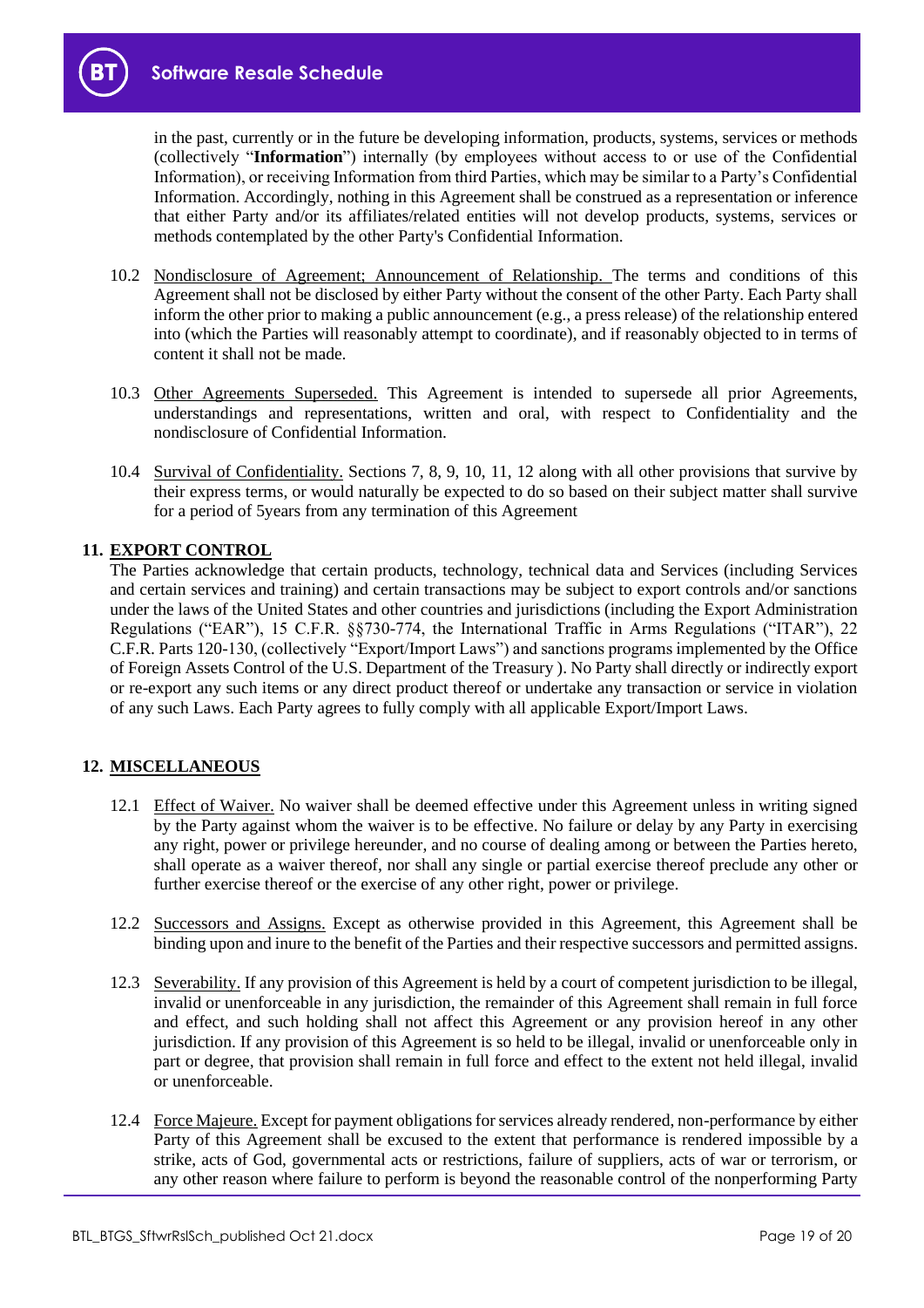in the past, currently or in the future be developing information, products, systems, services or methods (collectively "**Information**") internally (by employees without access to or use of the Confidential Information), or receiving Information from third Parties, which may be similar to a Party's Confidential Information. Accordingly, nothing in this Agreement shall be construed as a representation or inference that either Party and/or its affiliates/related entities will not develop products, systems, services or methods contemplated by the other Party's Confidential Information.

10.2 Nondisclosure of Agreement; Announcement of Relationship. The terms and conditions of this Agreement shall not be disclosed by either Party without the consent of the other Party. Each Party shall inform the other prior to making a public announcement (e.g., a press release) of the relationship entered into (which the Parties will reasonably attempt to coordinate), and if reasonably objected to in terms of content it shall not be made.

10.3 Other Agreements Superseded. This Agreement is intended to supersede all prior Agreements, understandings and representations, written and oral, with respect to Confidentiality and the nondisclosure of Confidential Information.

10.4 Survival of Confidentiality. Sections 7, 8, 9, 10, 11, 12 along with all other provisions that survive by their express terms, or would naturally be expected to do so based on their subject matter shall survive for a period of 5years from any termination of this Agreement

## 11. EXPORT CONTROL

The Parties acknowledge that certain products, technology, technical data and Services (including Services and certain services and training) and certain transactions may be subject to export controls and/or sanctions under the laws of the United States and other countries and jurisdictions (including the Export Administration Regulations ("EAR"), 15 C.F.R. §§730-774, the International Traffic in Arms Regulations ("ITAR"), 22 C.F.R. Parts 120-130, (collectively "Export/Import Laws") and sanctions programs implemented by the Office of Foreign Assets Control of the U.S. Department of the Treasury ). No Party shall directly or indirectly export or re-export any such items or any direct product thereof or undertake any transaction or service in violation of any such Laws. Each Party agrees to fully comply with all applicable Export/Import Laws.

## 12. MISCELLANEOUS

12.1 Effect of Waiver. No waiver shall be deemed effective under this Agreement unless in writing signed by the Party against whom the waiver is to be effective. No failure or delay by any Party in exercising any right, power or privilege hereunder, and no course of dealing among or between the Parties hereto, shall operate as a waiver thereof, nor shall any single or partial exercise thereof preclude any other or further exercise thereof or the exercise of any other right, power or privilege.

12.2 Successors and Assigns. Except as otherwise provided in this Agreement, this Agreement shall be binding upon and inure to the benefit of the Parties and their respective successors and permitted assigns.

12.3 Severability. If any provision of this Agreement is held by a court of competent jurisdiction to be illegal, invalid or unenforceable in any jurisdiction, the remainder of this Agreement shall remain in full force and effect, and such holding shall not affect this Agreement or any provision hereof in any other jurisdiction. If any provision of this Agreement is so held to be illegal, invalid or unenforceable only in part or degree, that provision shall remain in full force and effect to the extent not held illegal, invalid or unenforceable.

12.4 Force Majeure. Except for payment obligations for services already rendered, non-performance by either Party of this Agreement shall be excused to the extent that performance is rendered impossible by a strike, acts of God, governmental acts or restrictions, failure of suppliers, acts of war or terrorism, or any other reason where failure to perform is beyond the reasonable control of the nonperforming Party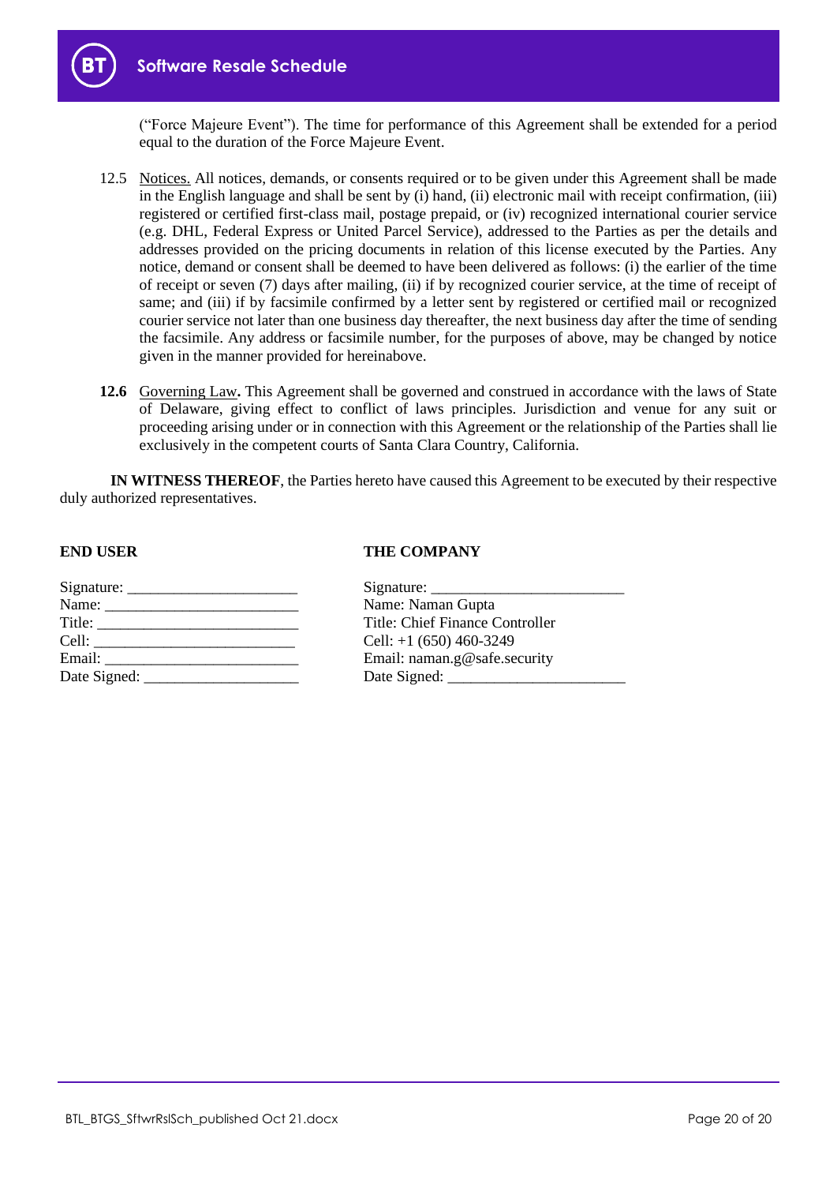("Force Majeure Event"). The time for performance of this Agreement shall be extended for a period equal to the duration of the Force Majeure Event.

12.5 Notices. All notices, demands, or consents required or to be given under this Agreement shall be made in the English language and shall be sent by (i) hand, (ii) electronic mail with receipt confirmation, (iii) registered or certified first-class mail, postage prepaid, or (iv) recognized international courier service (e.g. DHL, Federal Express or United Parcel Service), addressed to the Parties as per the details and addresses provided on the pricing documents in relation of this license executed by the Parties. Any notice, demand or consent shall be deemed to have been delivered as follows: (i) the earlier of the time of receipt or seven (7) days after mailing, (ii) if by recognized courier service, at the time of receipt of same; and (iii) if by facsimile confirmed by a letter sent by registered or certified mail or recognized courier service not later than one business day thereafter, the next business day after the time of sending the facsimile. Any address or facsimile number, for the purposes of above, may be changed by notice given in the manner provided for hereinabove.

**12.6** Governing Law**.** This Agreement shall be governed and construed in accordance with the laws of State of Delaware, giving effect to conflict of laws principles. Jurisdiction and venue for any suit or proceeding arising under or in connection with this Agreement or the relationship of the Parties shall lie exclusively in the competent courts of Santa Clara Country, California.

**IN WITNESS THEREOF**, the Parties hereto have caused this Agreement to be executed by their respective duly authorized representatives.

**END USER**

Signature: ______________________
Name: _________________________
Title: __________________________
Cell: _________________________
Email: _________________________
Date Signed: ____________________

**THE COMPANY**

Signature: ________________________
Name: Naman Gupta
Title: Chief Finance Controller
Cell: +1 (650) 460-3249
Email: naman.g@safe.security
Date Signed: ______________________